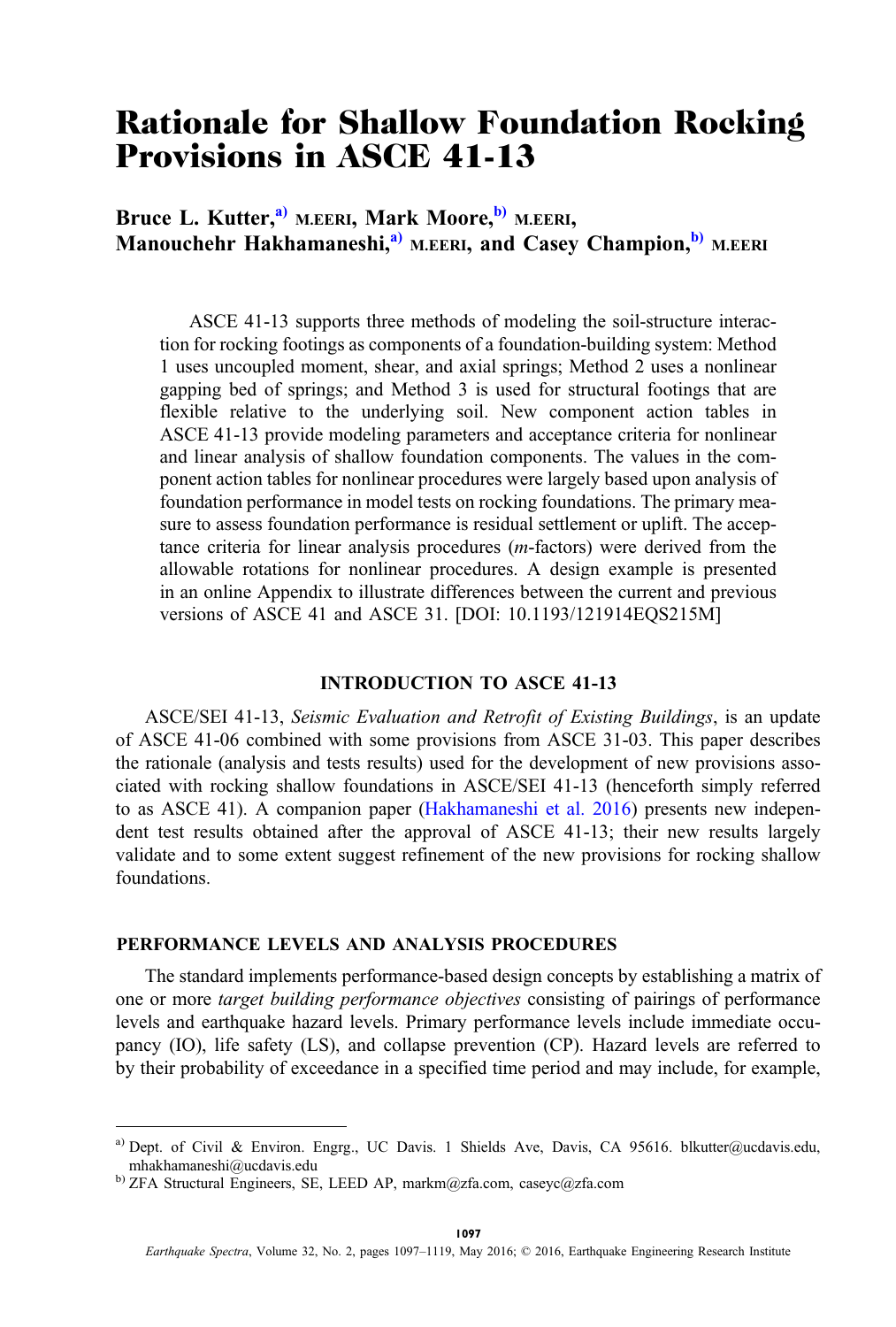# Rationale for Shallow Foundation Rocking Provisions in ASCE 41-13

**Bruce L. Kutter,[a] M.EERI, Mark Moore,[b] M.EERI, Manouchehr Hakhamaneshi,[a] M.EERI, and Casey Champion,[b] M.EERI**

ASCE 41-13 supports three methods of modeling the soil-structure interaction for rocking footings as components of a foundation-building system: Method 1 uses uncoupled moment, shear, and axial springs; Method 2 uses a nonlinear gapping bed of springs; and Method 3 is used for structural footings that are flexible relative to the underlying soil. New component action tables in ASCE 41-13 provide modeling parameters and acceptance criteria for nonlinear and linear analysis of shallow foundation components. The values in the component action tables for nonlinear procedures were largely based upon analysis of foundation performance in model tests on rocking foundations. The primary measure to assess foundation performance is residual settlement or uplift. The acceptance criteria for linear analysis procedures (*m*-factors) were derived from the allowable rotations for nonlinear procedures. A design example is presented in an online Appendix to illustrate differences between the current and previous versions of ASCE 41 and ASCE 31. [DOI: 10.1193/121914EQS215M]

## INTRODUCTION TO ASCE 41-13

ASCE/SEI 41-13, *Seismic Evaluation and Retrofit of Existing Buildings*, is an update of ASCE 41-06 combined with some provisions from ASCE 31-03. This paper describes the rationale (analysis and tests results) used for the development of new provisions associated with rocking shallow foundations in ASCE/SEI 41-13 (henceforth simply referred to as ASCE 41). A companion paper (Hakhamaneshi et al. 2016) presents new independent test results obtained after the approval of ASCE 41-13; their new results largely validate and to some extent suggest refinement of the new provisions for rocking shallow foundations.

## PERFORMANCE LEVELS AND ANALYSIS PROCEDURES

The standard implements performance-based design concepts by establishing a matrix of one or more *target building performance objectives* consisting of pairings of performance levels and earthquake hazard levels. Primary performance levels include immediate occupancy (IO), life safety (LS), and collapse prevention (CP). Hazard levels are referred to by their probability of exceedance in a specified time period and may include, for example,

---

[a] Dept. of Civil & Environ. Engrg., UC Davis. 1 Shields Ave, Davis, CA 95616. blkutter@ucdavis.edu, mhakhamaneshi@ucdavis.edu

[b] ZFA Structural Engineers, SE, LEED AP, markm@zfa.com, caseyc@zfa.com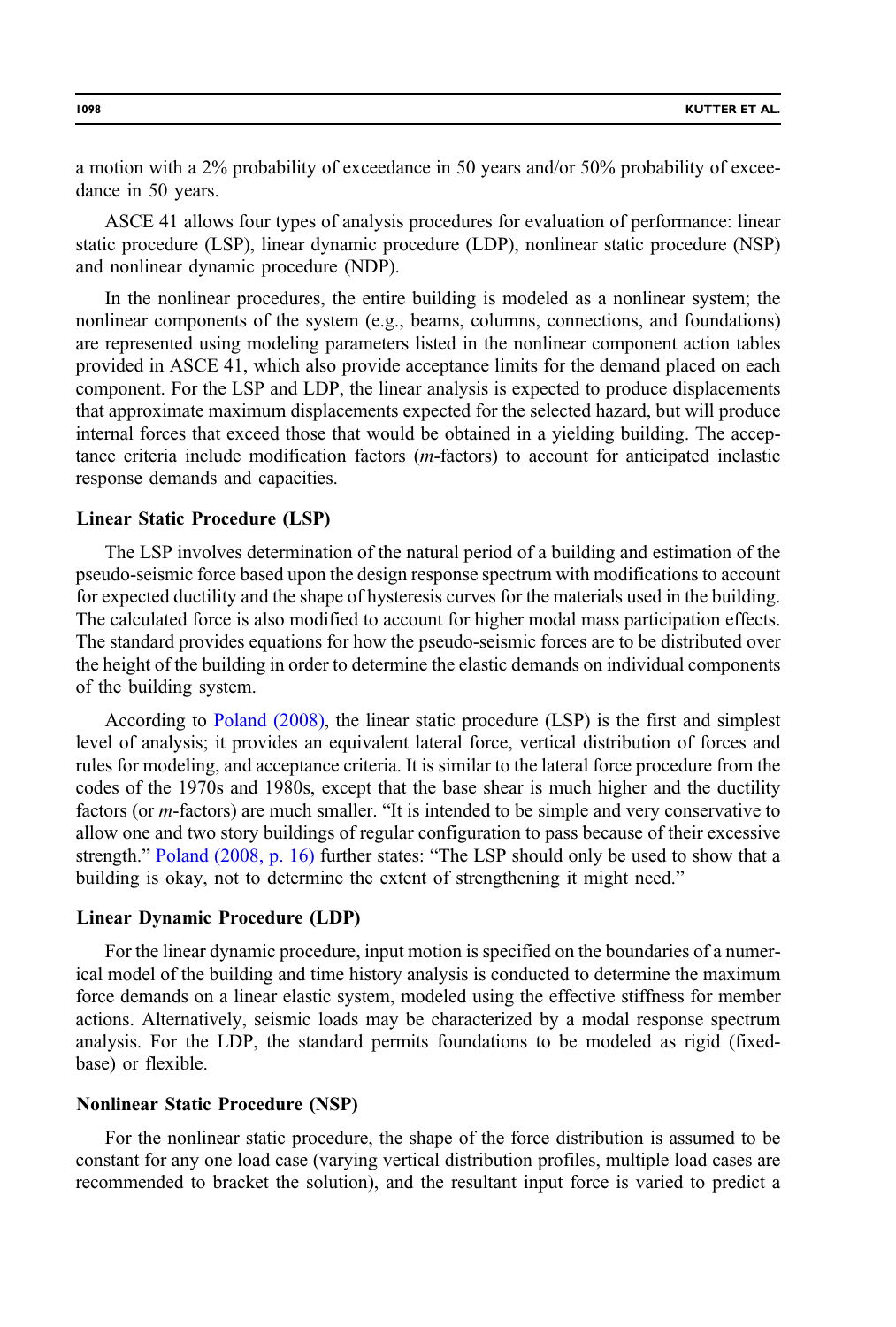a motion with a 2% probability of exceedance in 50 years and/or 50% probability of exceedance in 50 years.

ASCE 41 allows four types of analysis procedures for evaluation of performance: linear static procedure (LSP), linear dynamic procedure (LDP), nonlinear static procedure (NSP) and nonlinear dynamic procedure (NDP).

In the nonlinear procedures, the entire building is modeled as a nonlinear system; the nonlinear components of the system (e.g., beams, columns, connections, and foundations) are represented using modeling parameters listed in the nonlinear component action tables provided in ASCE 41, which also provide acceptance limits for the demand placed on each component. For the LSP and LDP, the linear analysis is expected to produce displacements that approximate maximum displacements expected for the selected hazard, but will produce internal forces that exceed those that would be obtained in a yielding building. The acceptance criteria include modification factors ($m$-factors) to account for anticipated inelastic response demands and capacities.

### Linear Static Procedure (LSP)

The LSP involves determination of the natural period of a building and estimation of the pseudo-seismic force based upon the design response spectrum with modifications to account for expected ductility and the shape of hysteresis curves for the materials used in the building. The calculated force is also modified to account for higher modal mass participation effects. The standard provides equations for how the pseudo-seismic forces are to be distributed over the height of the building in order to determine the elastic demands on individual components of the building system.

According to Poland (2008), the linear static procedure (LSP) is the first and simplest level of analysis; it provides an equivalent lateral force, vertical distribution of forces and rules for modeling, and acceptance criteria. It is similar to the lateral force procedure from the codes of the 1970s and 1980s, except that the base shear is much higher and the ductility factors (or $m$-factors) are much smaller. "It is intended to be simple and very conservative to allow one and two story buildings of regular configuration to pass because of their excessive strength." Poland (2008, p. 16) further states: "The LSP should only be used to show that a building is okay, not to determine the extent of strengthening it might need."

### Linear Dynamic Procedure (LDP)

For the linear dynamic procedure, input motion is specified on the boundaries of a numerical model of the building and time history analysis is conducted to determine the maximum force demands on a linear elastic system, modeled using the effective stiffness for member actions. Alternatively, seismic loads may be characterized by a modal response spectrum analysis. For the LDP, the standard permits foundations to be modeled as rigid (fixed-base) or flexible.

### Nonlinear Static Procedure (NSP)

For the nonlinear static procedure, the shape of the force distribution is assumed to be constant for any one load case (varying vertical distribution profiles, multiple load cases are recommended to bracket the solution), and the resultant input force is varied to predict a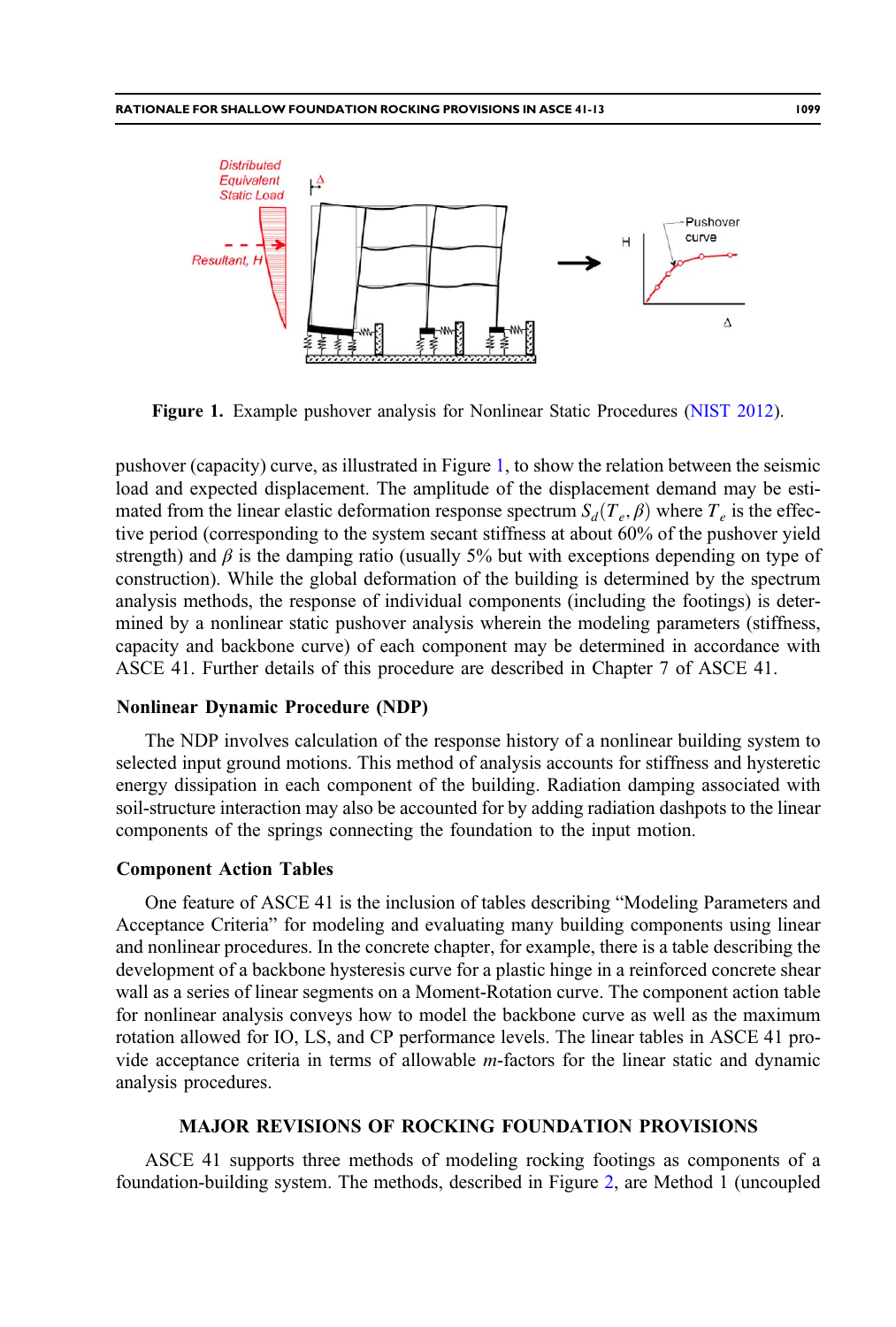Figure 1. Example pushover analysis for Nonlinear Static Procedures (NIST 2012).

pushover (capacity) curve, as illustrated in Figure 1, to show the relation between the seismic load and expected displacement. The amplitude of the displacement demand may be estimated from the linear elastic deformation response spectrum $S_d(T_e, \beta)$ where $T_e$ is the effective period (corresponding to the system secant stiffness at about 60% of the pushover yield strength) and $\beta$ is the damping ratio (usually 5% but with exceptions depending on type of construction). While the global deformation of the building is determined by the spectrum analysis methods, the response of individual components (including the footings) is determined by a nonlinear static pushover analysis wherein the modeling parameters (stiffness, capacity and backbone curve) of each component may be determined in accordance with ASCE 41. Further details of this procedure are described in Chapter 7 of ASCE 41.

### Nonlinear Dynamic Procedure (NDP)

The NDP involves calculation of the response history of a nonlinear building system to selected input ground motions. This method of analysis accounts for stiffness and hysteretic energy dissipation in each component of the building. Radiation damping associated with soil-structure interaction may also be accounted for by adding radiation dashpots to the linear components of the springs connecting the foundation to the input motion.

### Component Action Tables

One feature of ASCE 41 is the inclusion of tables describing "Modeling Parameters and Acceptance Criteria" for modeling and evaluating many building components using linear and nonlinear procedures. In the concrete chapter, for example, there is a table describing the development of a backbone hysteresis curve for a plastic hinge in a reinforced concrete shear wall as a series of linear segments on a Moment-Rotation curve. The component action table for nonlinear analysis conveys how to model the backbone curve as well as the maximum rotation allowed for IO, LS, and CP performance levels. The linear tables in ASCE 41 provide acceptance criteria in terms of allowable *m*-factors for the linear static and dynamic analysis procedures.

## MAJOR REVISIONS OF ROCKING FOUNDATION PROVISIONS

ASCE 41 supports three methods of modeling rocking footings as components of a foundation-building system. The methods, described in Figure 2, are Method 1 (uncoupled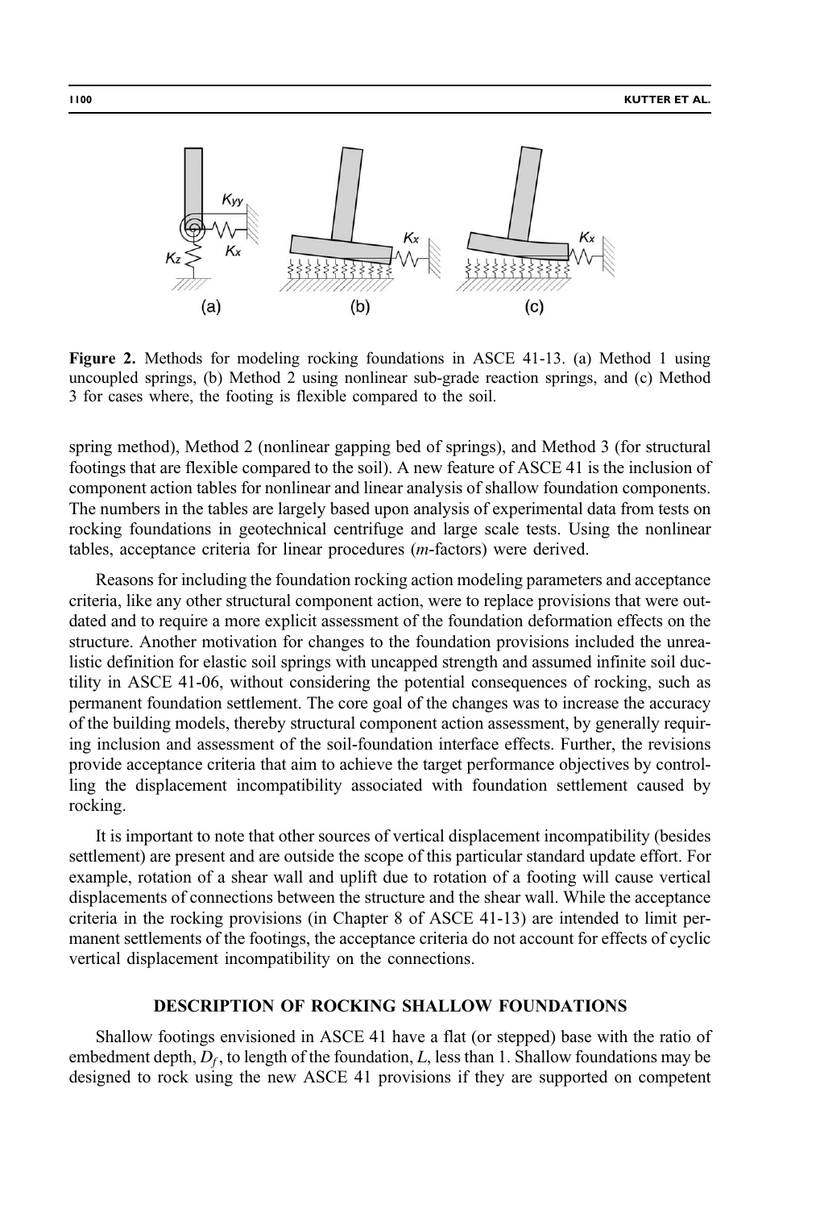**Figure 2.** Methods for modeling rocking foundations in ASCE 41-13. (a) Method 1 using uncoupled springs, (b) Method 2 using nonlinear sub-grade reaction springs, and (c) Method 3 for cases where, the footing is flexible compared to the soil.

spring method), Method 2 (nonlinear gapping bed of springs), and Method 3 (for structural footings that are flexible compared to the soil). A new feature of ASCE 41 is the inclusion of component action tables for nonlinear and linear analysis of shallow foundation components. The numbers in the tables are largely based upon analysis of experimental data from tests on rocking foundations in geotechnical centrifuge and large scale tests. Using the nonlinear tables, acceptance criteria for linear procedures ($m$-factors) were derived.

Reasons for including the foundation rocking action modeling parameters and acceptance criteria, like any other structural component action, were to replace provisions that were outdated and to require a more explicit assessment of the foundation deformation effects on the structure. Another motivation for changes to the foundation provisions included the unrealistic definition for elastic soil springs with uncapped strength and assumed infinite soil ductility in ASCE 41-06, without considering the potential consequences of rocking, such as permanent foundation settlement. The core goal of the changes was to increase the accuracy of the building models, thereby structural component action assessment, by generally requiring inclusion and assessment of the soil-foundation interface effects. Further, the revisions provide acceptance criteria that aim to achieve the target performance objectives by controlling the displacement incompatibility associated with foundation settlement caused by rocking.

It is important to note that other sources of vertical displacement incompatibility (besides settlement) are present and are outside the scope of this particular standard update effort. For example, rotation of a shear wall and uplift due to rotation of a footing will cause vertical displacements of connections between the structure and the shear wall. While the acceptance criteria in the rocking provisions (in Chapter 8 of ASCE 41-13) are intended to limit permanent settlements of the footings, the acceptance criteria do not account for effects of cyclic vertical displacement incompatibility on the connections.

## DESCRIPTION OF ROCKING SHALLOW FOUNDATIONS

Shallow footings envisioned in ASCE 41 have a flat (or stepped) base with the ratio of embedment depth, $D_f$, to length of the foundation, $L$, less than 1. Shallow foundations may be designed to rock using the new ASCE 41 provisions if they are supported on competent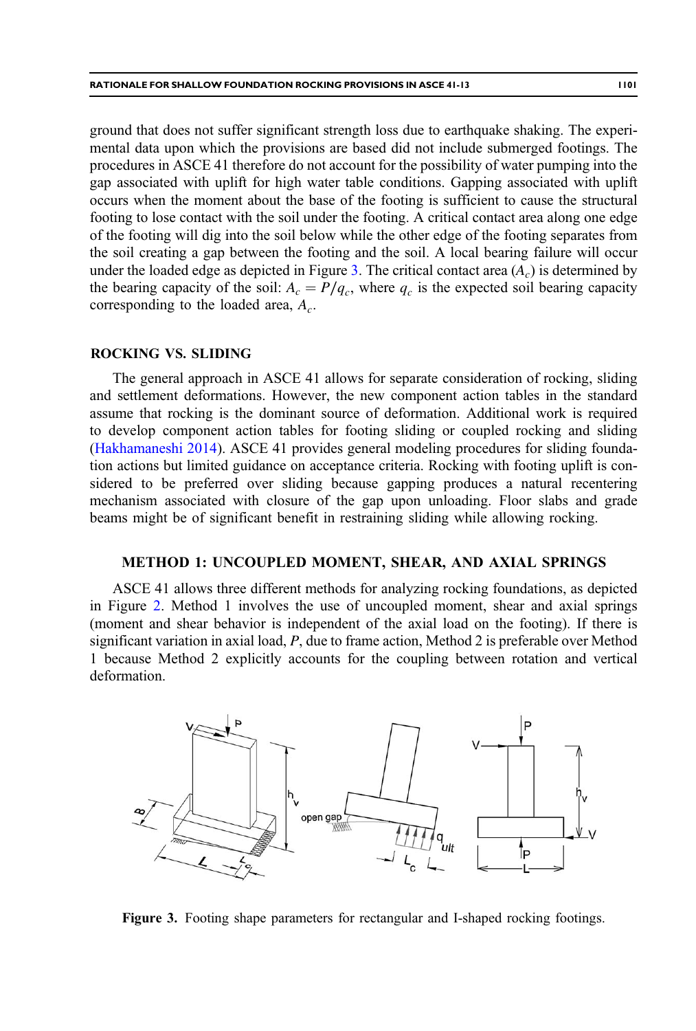ground that does not suffer significant strength loss due to earthquake shaking. The experimental data upon which the provisions are based did not include submerged footings. The procedures in ASCE 41 therefore do not account for the possibility of water pumping into the gap associated with uplift for high water table conditions. Gapping associated with uplift occurs when the moment about the base of the footing is sufficient to cause the structural footing to lose contact with the soil under the footing. A critical contact area along one edge of the footing will dig into the soil below while the other edge of the footing separates from the soil creating a gap between the footing and the soil. A local bearing failure will occur under the loaded edge as depicted in Figure 3. The critical contact area ($A_c$) is determined by the bearing capacity of the soil: $A_c = P/q_c$, where $q_c$ is the expected soil bearing capacity corresponding to the loaded area, $A_c$.

## ROCKING VS. SLIDING

The general approach in ASCE 41 allows for separate consideration of rocking, sliding and settlement deformations. However, the new component action tables in the standard assume that rocking is the dominant source of deformation. Additional work is required to develop component action tables for footing sliding or coupled rocking and sliding (Hakhamaneshi 2014). ASCE 41 provides general modeling procedures for sliding foundation actions but limited guidance on acceptance criteria. Rocking with footing uplift is considered to be preferred over sliding because gapping produces a natural recentering mechanism associated with closure of the gap upon unloading. Floor slabs and grade beams might be of significant benefit in restraining sliding while allowing rocking.

## METHOD 1: UNCOUPLED MOMENT, SHEAR, AND AXIAL SPRINGS

ASCE 41 allows three different methods for analyzing rocking foundations, as depicted in Figure 2. Method 1 involves the use of uncoupled moment, shear and axial springs (moment and shear behavior is independent of the axial load on the footing). If there is significant variation in axial load, $P$, due to frame action, Method 2 is preferable over Method 1 because Method 2 explicitly accounts for the coupling between rotation and vertical deformation.

**Figure 3.** Footing shape parameters for rectangular and I-shaped rocking footings.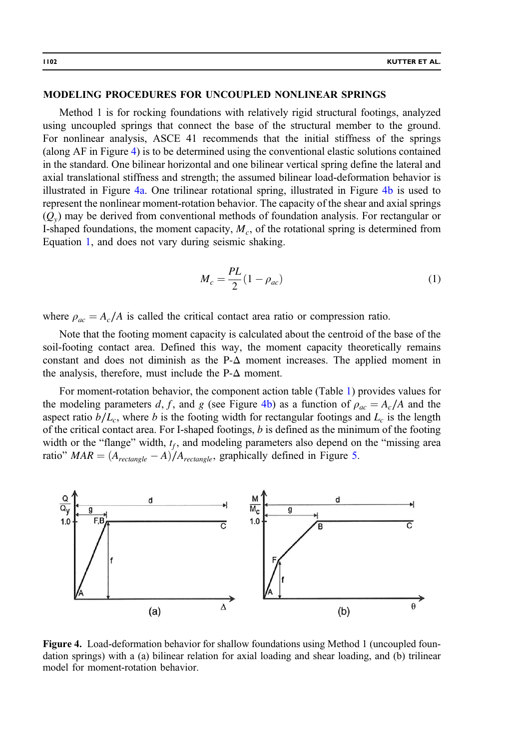## MODELING PROCEDURES FOR UNCOUPLED NONLINEAR SPRINGS

Method 1 is for rocking foundations with relatively rigid structural footings, analyzed using uncoupled springs that connect the base of the structural member to the ground. For nonlinear analysis, ASCE 41 recommends that the initial stiffness of the springs (along AF in Figure 4) is to be determined using the conventional elastic solutions contained in the standard. One bilinear horizontal and one bilinear vertical spring define the lateral and axial translational stiffness and strength; the assumed bilinear load-deformation behavior is illustrated in Figure 4a. One trilinear rotational spring, illustrated in Figure 4b is used to represent the nonlinear moment-rotation behavior. The capacity of the shear and axial springs ($Q_y$) may be derived from conventional methods of foundation analysis. For rectangular or I-shaped foundations, the moment capacity, $M_c$, of the rotational spring is determined from Equation 1, and does not vary during seismic shaking.

$$M_c = \frac{PL}{2}(1 - \rho_{ac}) \tag{1}$$

where $\rho_{ac} = A_c/A$ is called the critical contact area ratio or compression ratio.

Note that the footing moment capacity is calculated about the centroid of the base of the soil-footing contact area. Defined this way, the moment capacity theoretically remains constant and does not diminish as the P-Δ moment increases. The applied moment in the analysis, therefore, must include the P-Δ moment.

For moment-rotation behavior, the component action table (Table 1) provides values for the modeling parameters $d$, $f$, and $g$ (see Figure 4b) as a function of $\rho_{ac} = A_c/A$ and the aspect ratio $b/L_c$, where $b$ is the footing width for rectangular footings and $L_c$ is the length of the critical contact area. For I-shaped footings, $b$ is defined as the minimum of the footing width or the "flange" width, $t_f$, and modeling parameters also depend on the "missing area ratio" $MAR = (A_{rectangle} - A)/A_{rectangle}$, graphically defined in Figure 5.

**Figure 4.** Load-deformation behavior for shallow foundations using Method 1 (uncoupled foundation springs) with a (a) bilinear relation for axial loading and shear loading, and (b) trilinear model for moment-rotation behavior.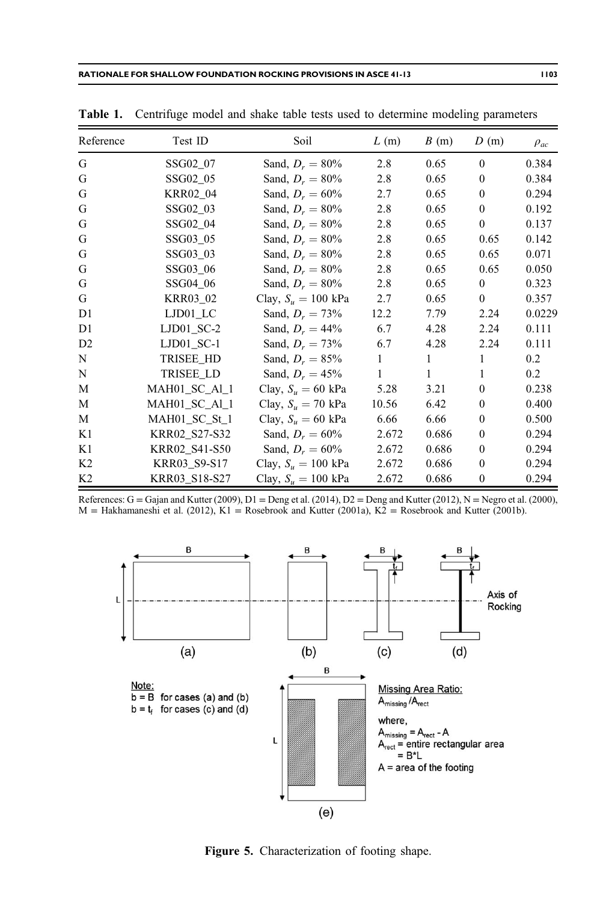**Table 1.** Centrifuge model and shake table tests used to determine modeling parameters

| Reference | Test ID | Soil | $L$ (m) | $B$ (m) | $D$ (m) | $\rho_{ac}$ |
|---|---|---|---|---|---|---|
| G | SSG02_07 | Sand, $D_r = 80\%$ | 2.8 | 0.65 | 0 | 0.384 |
| G | SSG02_05 | Sand, $D_r = 80\%$ | 2.8 | 0.65 | 0 | 0.384 |
| G | KRR02_04 | Sand, $D_r = 60\%$ | 2.7 | 0.65 | 0 | 0.294 |
| G | SSG02_03 | Sand, $D_r = 80\%$ | 2.8 | 0.65 | 0 | 0.192 |
| G | SSG02_04 | Sand, $D_r = 80\%$ | 2.8 | 0.65 | 0 | 0.137 |
| G | SSG03_05 | Sand, $D_r = 80\%$ | 2.8 | 0.65 | 0.65 | 0.142 |
| G | SSG03_03 | Sand, $D_r = 80\%$ | 2.8 | 0.65 | 0.65 | 0.071 |
| G | SSG03_06 | Sand, $D_r = 80\%$ | 2.8 | 0.65 | 0.65 | 0.050 |
| G | SSG04_06 | Sand, $D_r = 80\%$ | 2.8 | 0.65 | 0 | 0.323 |
| G | KRR03_02 | Clay, $S_u = 100$ kPa | 2.7 | 0.65 | 0 | 0.357 |
| D1 | LJD01_LC | Sand, $D_r = 73\%$ | 12.2 | 7.79 | 2.24 | 0.0229 |
| D1 | LJD01_SC-2 | Sand, $D_r = 44\%$ | 6.7 | 4.28 | 2.24 | 0.111 |
| D2 | LJD01_SC-1 | Sand, $D_r = 73\%$ | 6.7 | 4.28 | 2.24 | 0.111 |
| N | TRISEE_HD | Sand, $D_r = 85\%$ | 1 | 1 | 1 | 0.2 |
| N | TRISEE_LD | Sand, $D_r = 45\%$ | 1 | 1 | 1 | 0.2 |
| M | MAH01_SC_Al_1 | Clay, $S_u = 60$ kPa | 5.28 | 3.21 | 0 | 0.238 |
| M | MAH01_SC_Al_1 | Clay, $S_u = 70$ kPa | 10.56 | 6.42 | 0 | 0.400 |
| M | MAH01_SC_St_1 | Clay, $S_u = 60$ kPa | 6.66 | 6.66 | 0 | 0.500 |
| K1 | KRR02_S27-S32 | Sand, $D_r = 60\%$ | 2.672 | 0.686 | 0 | 0.294 |
| K1 | KRR02_S41-S50 | Sand, $D_r = 60\%$ | 2.672 | 0.686 | 0 | 0.294 |
| K2 | KRR03_S9-S17 | Clay, $S_u = 100$ kPa | 2.672 | 0.686 | 0 | 0.294 |
| K2 | KRR03_S18-S27 | Clay, $S_u = 100$ kPa | 2.672 | 0.686 | 0 | 0.294 |

References: G = Gajan and Kutter (2009), D1 = Deng et al. (2014), D2 = Deng and Kutter (2012), N = Negro et al. (2000), M = Hakhamaneshi et al. (2012), K1 = Rosebrook and Kutter (2001a), K2 = Rosebrook and Kutter (2001b).

Note:
$b = B$ for cases (a) and (b)
$b = t_f$ for cases (c) and (d)

Missing Area Ratio:
$A_{missing}/A_{rect}$

where,
$A_{missing} = A_{rect} - A$
$A_{rect}$ = entire rectangular area $= B*L$
$A$ = area of the footing

**Figure 5.** Characterization of footing shape.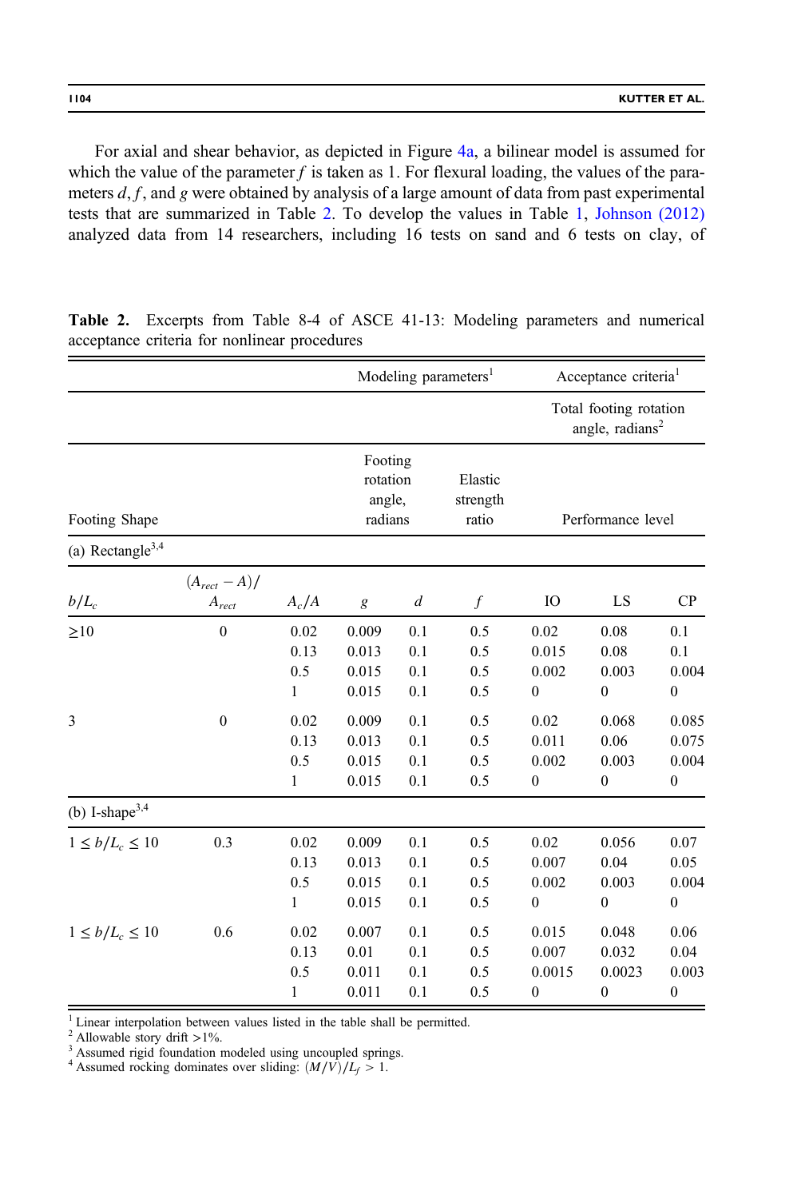For axial and shear behavior, as depicted in Figure 4a, a bilinear model is assumed for which the value of the parameter $f$ is taken as 1. For flexural loading, the values of the parameters $d, f$, and $g$ were obtained by analysis of a large amount of data from past experimental tests that are summarized in Table 2. To develop the values in Table 1, Johnson (2012) analyzed data from 14 researchers, including 16 tests on sand and 6 tests on clay, of

**Table 2.** Excerpts from Table 8-4 of ASCE 41-13: Modeling parameters and numerical acceptance criteria for nonlinear procedures

| | | | Modeling parameters[1] | | | Acceptance criteria[1] | | |
|---|---|---|---|---|---|---|---|---|
| | | | | | | Total footing rotation angle, radians[2] | | |
| Footing Shape | | | Footing rotation angle, radians | | Elastic strength ratio | Performance level | | |
| (a) Rectangle[3,4] | | | | | | | | |
| $b/L_c$ | $(A_{rect} - A)/A_{rect}$ | $A_c/A$ | $g$ | $d$ | $f$ | IO | LS | CP |
| ≥10 | 0 | 0.02 | 0.009 | 0.1 | 0.5 | 0.02 | 0.08 | 0.1 |
| | | 0.13 | 0.013 | 0.1 | 0.5 | 0.015 | 0.08 | 0.1 |
| | | 0.5 | 0.015 | 0.1 | 0.5 | 0.002 | 0.003 | 0.004 |
| | | 1 | 0.015 | 0.1 | 0.5 | 0 | 0 | 0 |
| 3 | 0 | 0.02 | 0.009 | 0.1 | 0.5 | 0.02 | 0.068 | 0.085 |
| | | 0.13 | 0.013 | 0.1 | 0.5 | 0.011 | 0.06 | 0.075 |
| | | 0.5 | 0.015 | 0.1 | 0.5 | 0.002 | 0.003 | 0.004 |
| | | 1 | 0.015 | 0.1 | 0.5 | 0 | 0 | 0 |
| (b) I-shape[3,4] | | | | | | | | |
| $1 \leq b/L_c \leq 10$ | 0.3 | 0.02 | 0.009 | 0.1 | 0.5 | 0.02 | 0.056 | 0.07 |
| | | 0.13 | 0.013 | 0.1 | 0.5 | 0.007 | 0.04 | 0.05 |
| | | 0.5 | 0.015 | 0.1 | 0.5 | 0.002 | 0.003 | 0.004 |
| | | 1 | 0.015 | 0.1 | 0.5 | 0 | 0 | 0 |
| $1 \leq b/L_c \leq 10$ | 0.6 | 0.02 | 0.007 | 0.1 | 0.5 | 0.015 | 0.048 | 0.06 |
| | | 0.13 | 0.01 | 0.1 | 0.5 | 0.007 | 0.032 | 0.04 |
| | | 0.5 | 0.011 | 0.1 | 0.5 | 0.0015 | 0.0023 | 0.003 |
| | | 1 | 0.011 | 0.1 | 0.5 | 0 | 0 | 0 |

[1] Linear interpolation between values listed in the table shall be permitted.
[2] Allowable story drift >1%.
[3] Assumed rigid foundation modeled using uncoupled springs.
[4] Assumed rocking dominates over sliding: $(M/V)/L_f > 1$.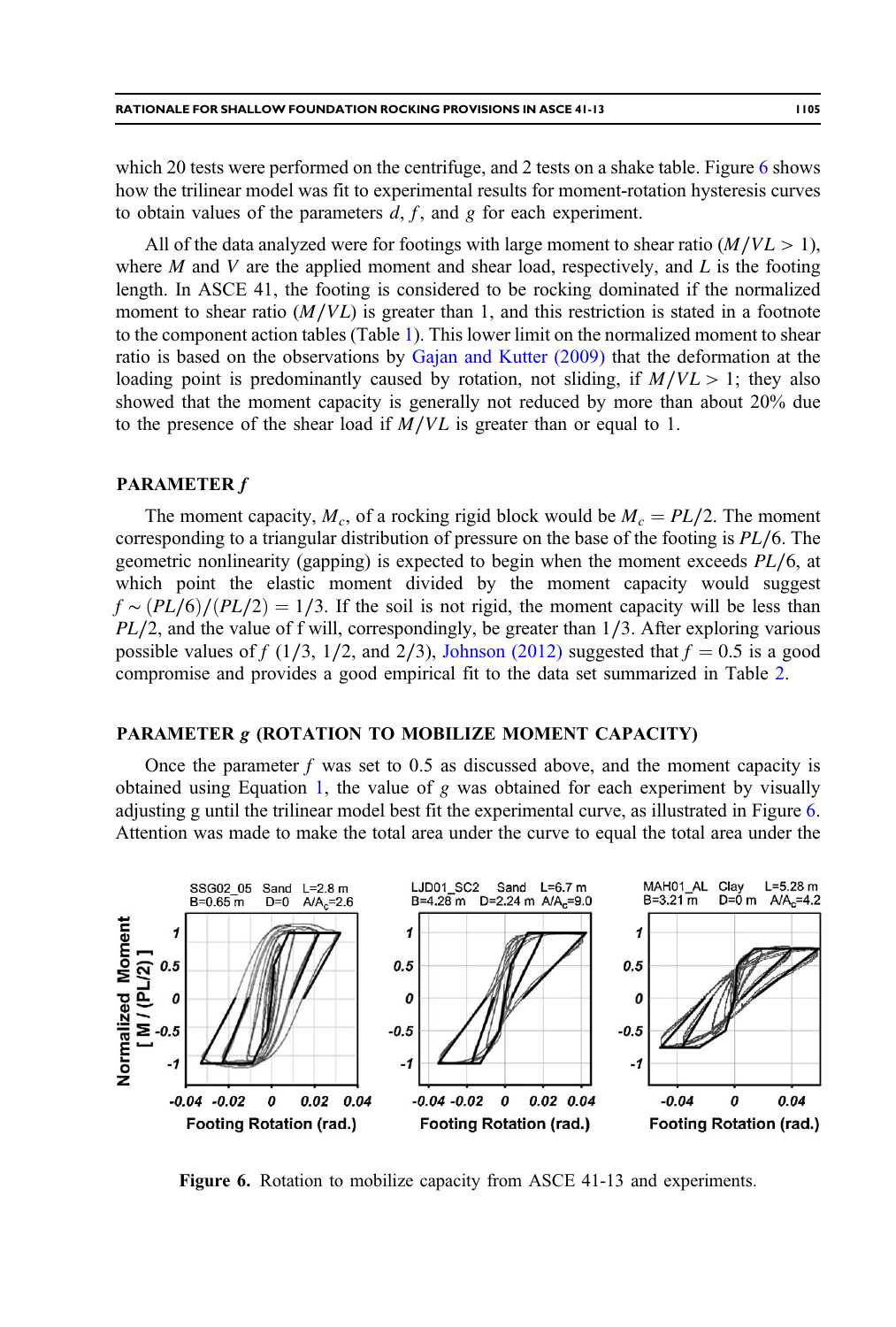which 20 tests were performed on the centrifuge, and 2 tests on a shake table. Figure 6 shows how the trilinear model was fit to experimental results for moment-rotation hysteresis curves to obtain values of the parameters $d$, $f$, and $g$ for each experiment.

All of the data analyzed were for footings with large moment to shear ratio ($M/VL > 1$), where $M$ and $V$ are the applied moment and shear load, respectively, and $L$ is the footing length. In ASCE 41, the footing is considered to be rocking dominated if the normalized moment to shear ratio ($M/VL$) is greater than 1, and this restriction is stated in a footnote to the component action tables (Table 1). This lower limit on the normalized moment to shear ratio is based on the observations by Gajan and Kutter (2009) that the deformation at the loading point is predominantly caused by rotation, not sliding, if $M/VL > 1$; they also showed that the moment capacity is generally not reduced by more than about 20% due to the presence of the shear load if $M/VL$ is greater than or equal to 1.

## PARAMETER $f$

The moment capacity, $M_c$, of a rocking rigid block would be $M_c = PL/2$. The moment corresponding to a triangular distribution of pressure on the base of the footing is $PL/6$. The geometric nonlinearity (gapping) is expected to begin when the moment exceeds $PL/6$, at which point the elastic moment divided by the moment capacity would suggest $f \sim (PL/6)/(PL/2) = 1/3$. If the soil is not rigid, the moment capacity will be less than $PL/2$, and the value of f will, correspondingly, be greater than $1/3$. After exploring various possible values of $f$ ($1/3$, $1/2$, and $2/3$), Johnson (2012) suggested that $f = 0.5$ is a good compromise and provides a good empirical fit to the data set summarized in Table 2.

## PARAMETER $g$ (ROTATION TO MOBILIZE MOMENT CAPACITY)

Once the parameter $f$ was set to 0.5 as discussed above, and the moment capacity is obtained using Equation 1, the value of $g$ was obtained for each experiment by visually adjusting g until the trilinear model best fit the experimental curve, as illustrated in Figure 6. Attention was made to make the total area under the curve to equal the total area under the

**Figure 6.** Rotation to mobilize capacity from ASCE 41-13 and experiments.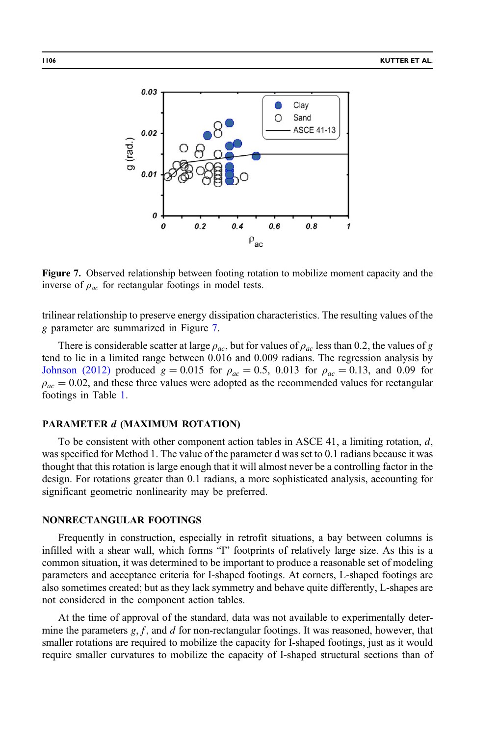**Figure 7.** Observed relationship between footing rotation to mobilize moment capacity and the inverse of $\rho_{ac}$ for rectangular footings in model tests.

trilinear relationship to preserve energy dissipation characteristics. The resulting values of the $g$ parameter are summarized in Figure 7.

There is considerable scatter at large $\rho_{ac}$, but for values of $\rho_{ac}$ less than 0.2, the values of $g$ tend to lie in a limited range between 0.016 and 0.009 radians. The regression analysis by Johnson (2012) produced $g = 0.015$ for $\rho_{ac} = 0.5$, 0.013 for $\rho_{ac} = 0.13$, and 0.09 for $\rho_{ac} = 0.02$, and these three values were adopted as the recommended values for rectangular footings in Table 1.

### PARAMETER *d* (MAXIMUM ROTATION)

To be consistent with other component action tables in ASCE 41, a limiting rotation, $d$, was specified for Method 1. The value of the parameter d was set to 0.1 radians because it was thought that this rotation is large enough that it will almost never be a controlling factor in the design. For rotations greater than 0.1 radians, a more sophisticated analysis, accounting for significant geometric nonlinearity may be preferred.

### NONRECTANGULAR FOOTINGS

Frequently in construction, especially in retrofit situations, a bay between columns is infilled with a shear wall, which forms "I" footprints of relatively large size. As this is a common situation, it was determined to be important to produce a reasonable set of modeling parameters and acceptance criteria for I-shaped footings. At corners, L-shaped footings are also sometimes created; but as they lack symmetry and behave quite differently, L-shapes are not considered in the component action tables.

At the time of approval of the standard, data was not available to experimentally determine the parameters $g$, $f$, and $d$ for non-rectangular footings. It was reasoned, however, that smaller rotations are required to mobilize the capacity for I-shaped footings, just as it would require smaller curvatures to mobilize the capacity of I-shaped structural sections than of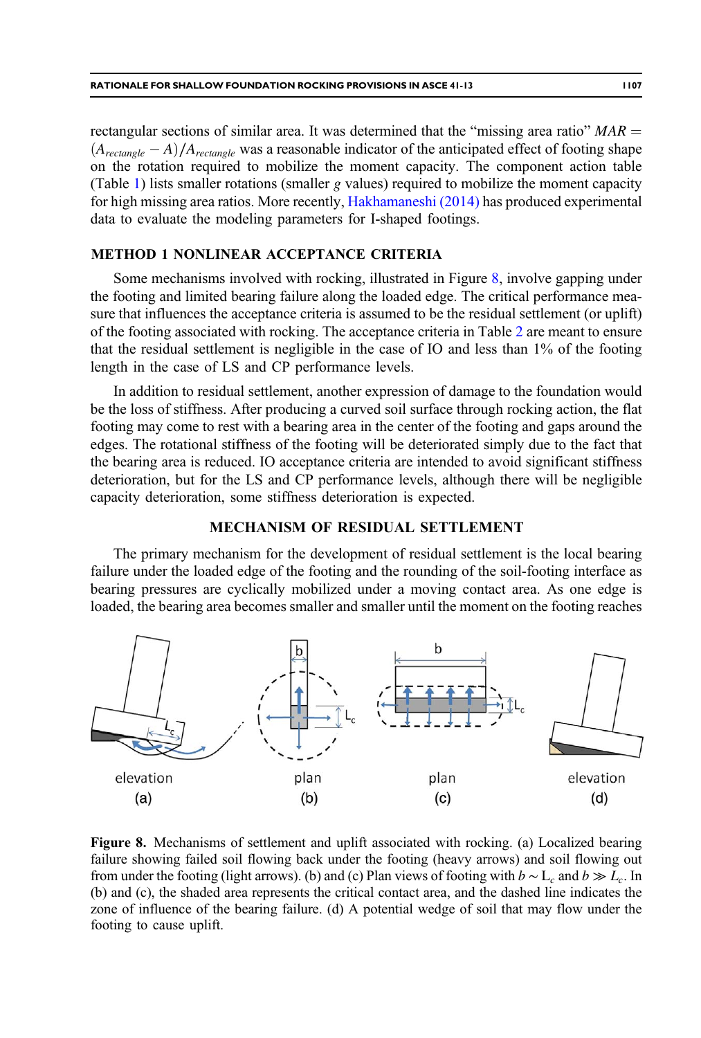rectangular sections of similar area. It was determined that the "missing area ratio" $MAR = (A_{rectangle} - A)/A_{rectangle}$ was a reasonable indicator of the anticipated effect of footing shape on the rotation required to mobilize the moment capacity. The component action table (Table 1) lists smaller rotations (smaller $g$ values) required to mobilize the moment capacity for high missing area ratios. More recently, Hakhamaneshi (2014) has produced experimental data to evaluate the modeling parameters for I-shaped footings.

## METHOD 1 NONLINEAR ACCEPTANCE CRITERIA

Some mechanisms involved with rocking, illustrated in Figure 8, involve gapping under the footing and limited bearing failure along the loaded edge. The critical performance measure that influences the acceptance criteria is assumed to be the residual settlement (or uplift) of the footing associated with rocking. The acceptance criteria in Table 2 are meant to ensure that the residual settlement is negligible in the case of IO and less than 1% of the footing length in the case of LS and CP performance levels.

In addition to residual settlement, another expression of damage to the foundation would be the loss of stiffness. After producing a curved soil surface through rocking action, the flat footing may come to rest with a bearing area in the center of the footing and gaps around the edges. The rotational stiffness of the footing will be deteriorated simply due to the fact that the bearing area is reduced. IO acceptance criteria are intended to avoid significant stiffness deterioration, but for the LS and CP performance levels, although there will be negligible capacity deterioration, some stiffness deterioration is expected.

## MECHANISM OF RESIDUAL SETTLEMENT

The primary mechanism for the development of residual settlement is the local bearing failure under the loaded edge of the footing and the rounding of the soil-footing interface as bearing pressures are cyclically mobilized under a moving contact area. As one edge is loaded, the bearing area becomes smaller and smaller until the moment on the footing reaches

**Figure 8.** Mechanisms of settlement and uplift associated with rocking. (a) Localized bearing failure showing failed soil flowing back under the footing (heavy arrows) and soil flowing out from under the footing (light arrows). (b) and (c) Plan views of footing with $b \sim L_c$ and $b \gg L_c$. In (b) and (c), the shaded area represents the critical contact area, and the dashed line indicates the zone of influence of the bearing failure. (d) A potential wedge of soil that may flow under the footing to cause uplift.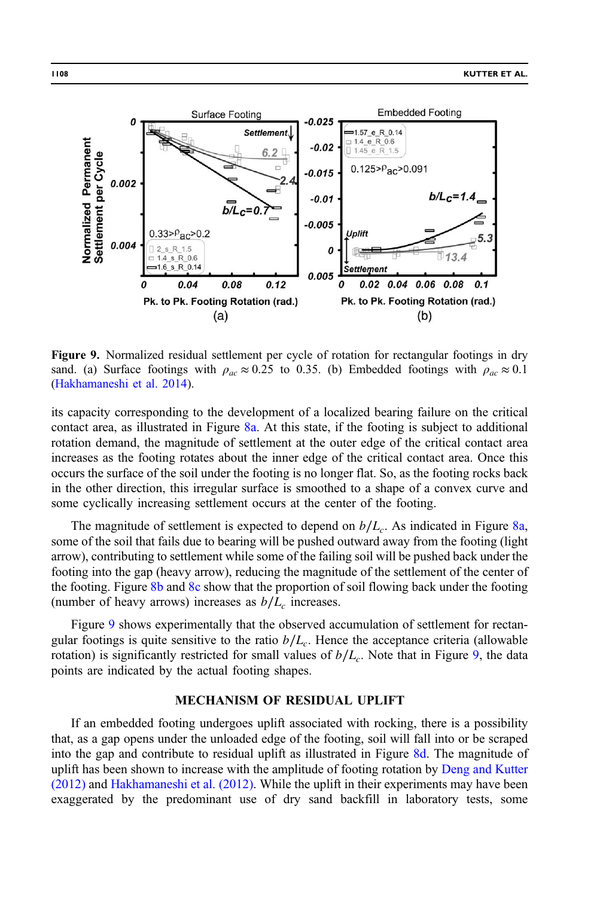**Figure 9.** Normalized residual settlement per cycle of rotation for rectangular footings in dry sand. (a) Surface footings with $\rho_{ac} \approx 0.25$ to 0.35. (b) Embedded footings with $\rho_{ac} \approx 0.1$ (Hakhamaneshi et al. 2014).

its capacity corresponding to the development of a localized bearing failure on the critical contact area, as illustrated in Figure 8a. At this state, if the footing is subject to additional rotation demand, the magnitude of settlement at the outer edge of the critical contact area increases as the footing rotates about the inner edge of the critical contact area. Once this occurs the surface of the soil under the footing is no longer flat. So, as the footing rocks back in the other direction, this irregular surface is smoothed to a shape of a convex curve and some cyclically increasing settlement occurs at the center of the footing.

The magnitude of settlement is expected to depend on $b/L_c$. As indicated in Figure 8a, some of the soil that fails due to bearing will be pushed outward away from the footing (light arrow), contributing to settlement while some of the failing soil will be pushed back under the footing into the gap (heavy arrow), reducing the magnitude of the settlement of the center of the footing. Figure 8b and 8c show that the proportion of soil flowing back under the footing (number of heavy arrows) increases as $b/L_c$ increases.

Figure 9 shows experimentally that the observed accumulation of settlement for rectangular footings is quite sensitive to the ratio $b/L_c$. Hence the acceptance criteria (allowable rotation) is significantly restricted for small values of $b/L_c$. Note that in Figure 9, the data points are indicated by the actual footing shapes.

## MECHANISM OF RESIDUAL UPLIFT

If an embedded footing undergoes uplift associated with rocking, there is a possibility that, as a gap opens under the unloaded edge of the footing, soil will fall into or be scraped into the gap and contribute to residual uplift as illustrated in Figure 8d. The magnitude of uplift has been shown to increase with the amplitude of footing rotation by Deng and Kutter (2012) and Hakhamaneshi et al. (2012). While the uplift in their experiments may have been exaggerated by the predominant use of dry sand backfill in laboratory tests, some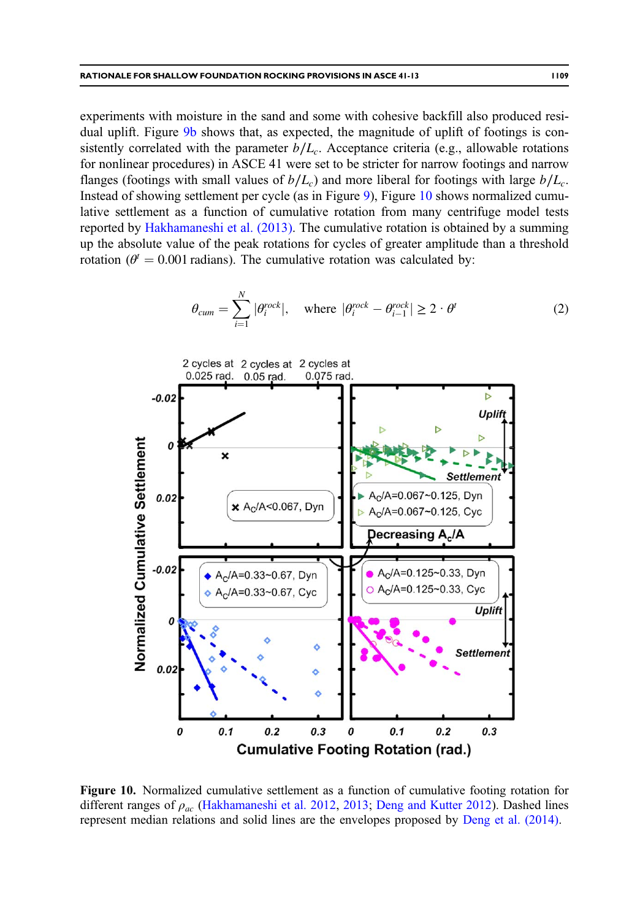experiments with moisture in the sand and some with cohesive backfill also produced residual uplift. Figure 9b shows that, as expected, the magnitude of uplift of footings is consistently correlated with the parameter $b/L_c$. Acceptance criteria (e.g., allowable rotations for nonlinear procedures) in ASCE 41 were set to be stricter for narrow footings and narrow flanges (footings with small values of $b/L_c$) and more liberal for footings with large $b/L_c$. Instead of showing settlement per cycle (as in Figure 9), Figure 10 shows normalized cumulative settlement as a function of cumulative rotation from many centrifuge model tests reported by Hakhamaneshi et al. (2013). The cumulative rotation is obtained by a summing up the absolute value of the peak rotations for cycles of greater amplitude than a threshold rotation ($\theta^t = 0.001$ radians). The cumulative rotation was calculated by:

$$\theta_{cum} = \sum_{i=1}^{N} |\theta_i^{rock}|, \quad \text{where } |\theta_i^{rock} - \theta_{i-1}^{rock}| \geq 2 \cdot \theta^t \tag{2}$$

**Figure 10.** Normalized cumulative settlement as a function of cumulative footing rotation for different ranges of $\rho_{ac}$ (Hakhamaneshi et al. 2012, 2013; Deng and Kutter 2012). Dashed lines represent median relations and solid lines are the envelopes proposed by Deng et al. (2014).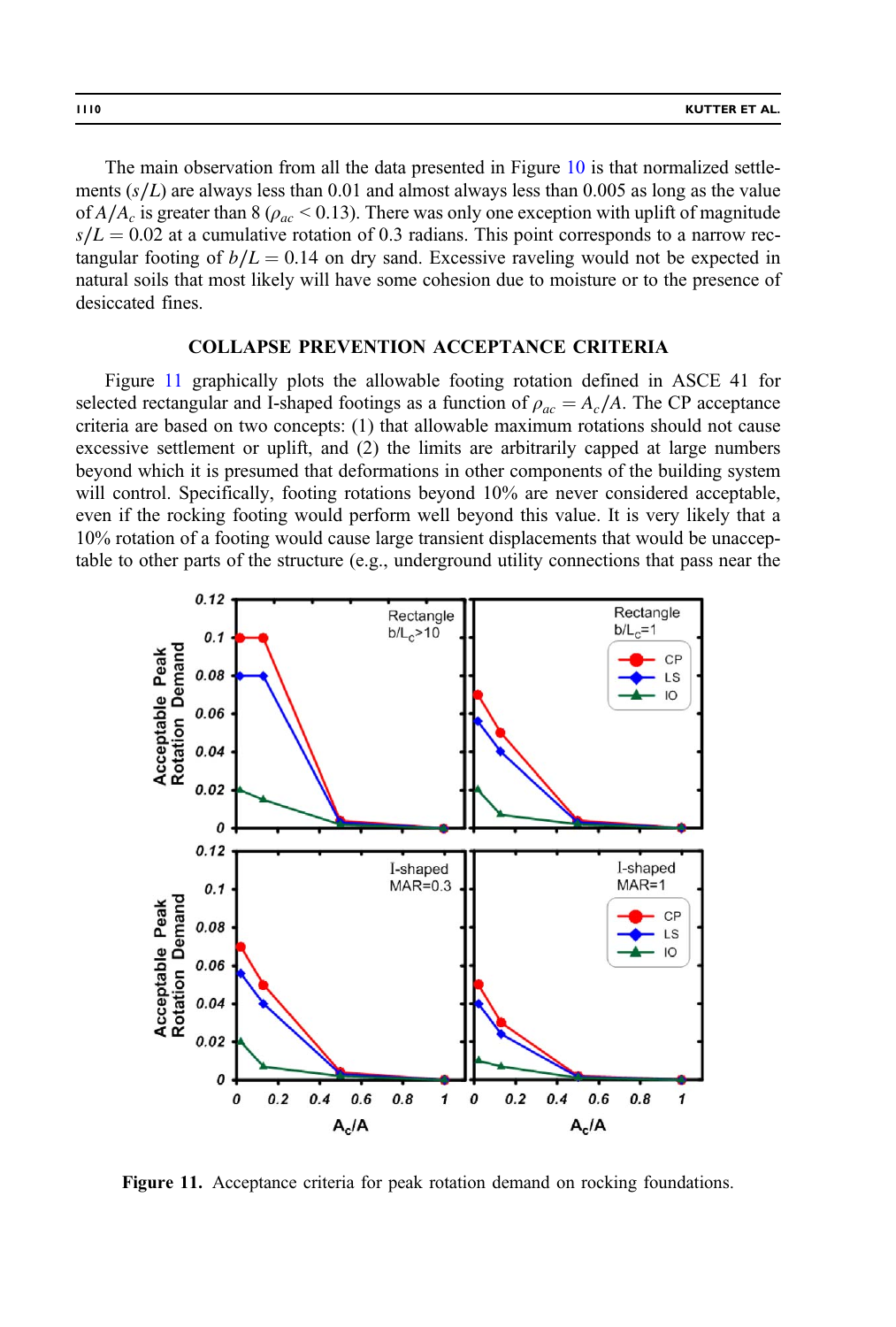The main observation from all the data presented in Figure 10 is that normalized settlements ($s/L$) are always less than 0.01 and almost always less than 0.005 as long as the value of $A/A_c$ is greater than 8 ($\rho_{ac} < 0.13$). There was only one exception with uplift of magnitude $s/L = 0.02$ at a cumulative rotation of 0.3 radians. This point corresponds to a narrow rectangular footing of $b/L = 0.14$ on dry sand. Excessive raveling would not be expected in natural soils that most likely will have some cohesion due to moisture or to the presence of desiccated fines.

## COLLAPSE PREVENTION ACCEPTANCE CRITERIA

Figure 11 graphically plots the allowable footing rotation defined in ASCE 41 for selected rectangular and I-shaped footings as a function of $\rho_{ac} = A_c/A$. The CP acceptance criteria are based on two concepts: (1) that allowable maximum rotations should not cause excessive settlement or uplift, and (2) the limits are arbitrarily capped at large numbers beyond which it is presumed that deformations in other components of the building system will control. Specifically, footing rotations beyond 10% are never considered acceptable, even if the rocking footing would perform well beyond this value. It is very likely that a 10% rotation of a footing would cause large transient displacements that would be unacceptable to other parts of the structure (e.g., underground utility connections that pass near the

**Figure 11.** Acceptance criteria for peak rotation demand on rocking foundations.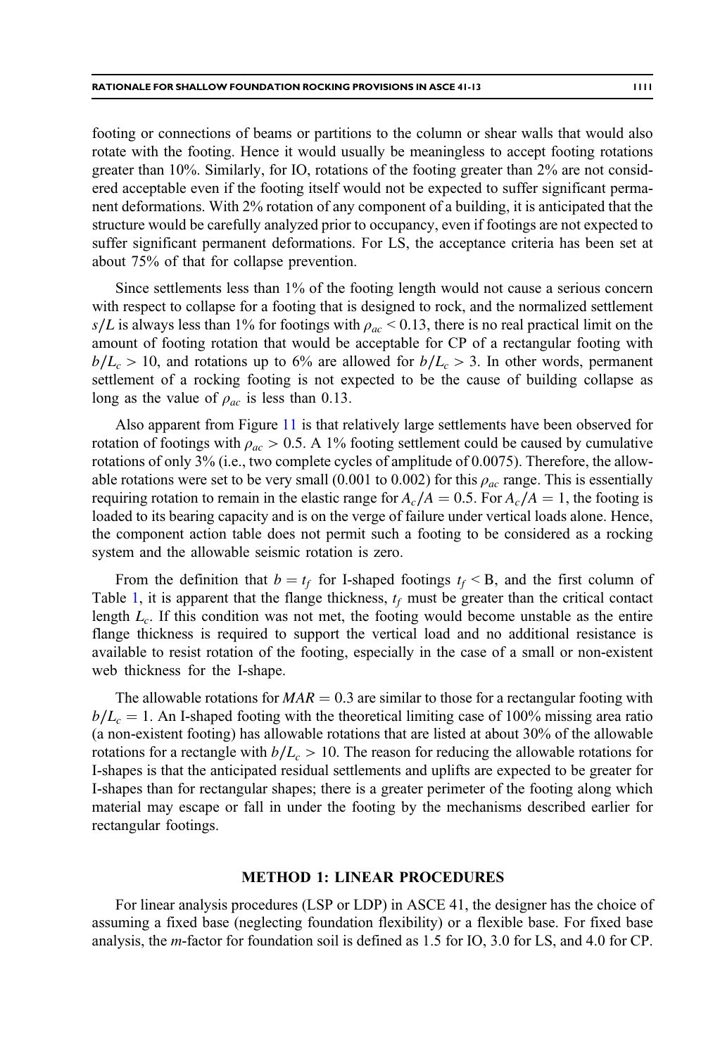footing or connections of beams or partitions to the column or shear walls that would also rotate with the footing. Hence it would usually be meaningless to accept footing rotations greater than 10%. Similarly, for IO, rotations of the footing greater than 2% are not considered acceptable even if the footing itself would not be expected to suffer significant permanent deformations. With 2% rotation of any component of a building, it is anticipated that the structure would be carefully analyzed prior to occupancy, even if footings are not expected to suffer significant permanent deformations. For LS, the acceptance criteria has been set at about 75% of that for collapse prevention.

Since settlements less than 1% of the footing length would not cause a serious concern with respect to collapse for a footing that is designed to rock, and the normalized settlement $s/L$ is always less than 1% for footings with $\rho_{ac} < 0.13$, there is no real practical limit on the amount of footing rotation that would be acceptable for CP of a rectangular footing with $b/L_c > 10$, and rotations up to 6% are allowed for $b/L_c > 3$. In other words, permanent settlement of a rocking footing is not expected to be the cause of building collapse as long as the value of $\rho_{ac}$ is less than 0.13.

Also apparent from Figure 11 is that relatively large settlements have been observed for rotation of footings with $\rho_{ac} > 0.5$. A 1% footing settlement could be caused by cumulative rotations of only 3% (i.e., two complete cycles of amplitude of 0.0075). Therefore, the allowable rotations were set to be very small (0.001 to 0.002) for this $\rho_{ac}$ range. This is essentially requiring rotation to remain in the elastic range for $A_c/A = 0.5$. For $A_c/A = 1$, the footing is loaded to its bearing capacity and is on the verge of failure under vertical loads alone. Hence, the component action table does not permit such a footing to be considered as a rocking system and the allowable seismic rotation is zero.

From the definition that $b = t_f$ for I-shaped footings $t_f < \mathrm{B}$, and the first column of Table 1, it is apparent that the flange thickness, $t_f$ must be greater than the critical contact length $L_c$. If this condition was not met, the footing would become unstable as the entire flange thickness is required to support the vertical load and no additional resistance is available to resist rotation of the footing, especially in the case of a small or non-existent web thickness for the I-shape.

The allowable rotations for $MAR = 0.3$ are similar to those for a rectangular footing with $b/L_c = 1$. An I-shaped footing with the theoretical limiting case of 100% missing area ratio (a non-existent footing) has allowable rotations that are listed at about 30% of the allowable rotations for a rectangle with $b/L_c > 10$. The reason for reducing the allowable rotations for I-shapes is that the anticipated residual settlements and uplifts are expected to be greater for I-shapes than for rectangular shapes; there is a greater perimeter of the footing along which material may escape or fall in under the footing by the mechanisms described earlier for rectangular footings.

## METHOD 1: LINEAR PROCEDURES

For linear analysis procedures (LSP or LDP) in ASCE 41, the designer has the choice of assuming a fixed base (neglecting foundation flexibility) or a flexible base. For fixed base analysis, the $m$-factor for foundation soil is defined as 1.5 for IO, 3.0 for LS, and 4.0 for CP.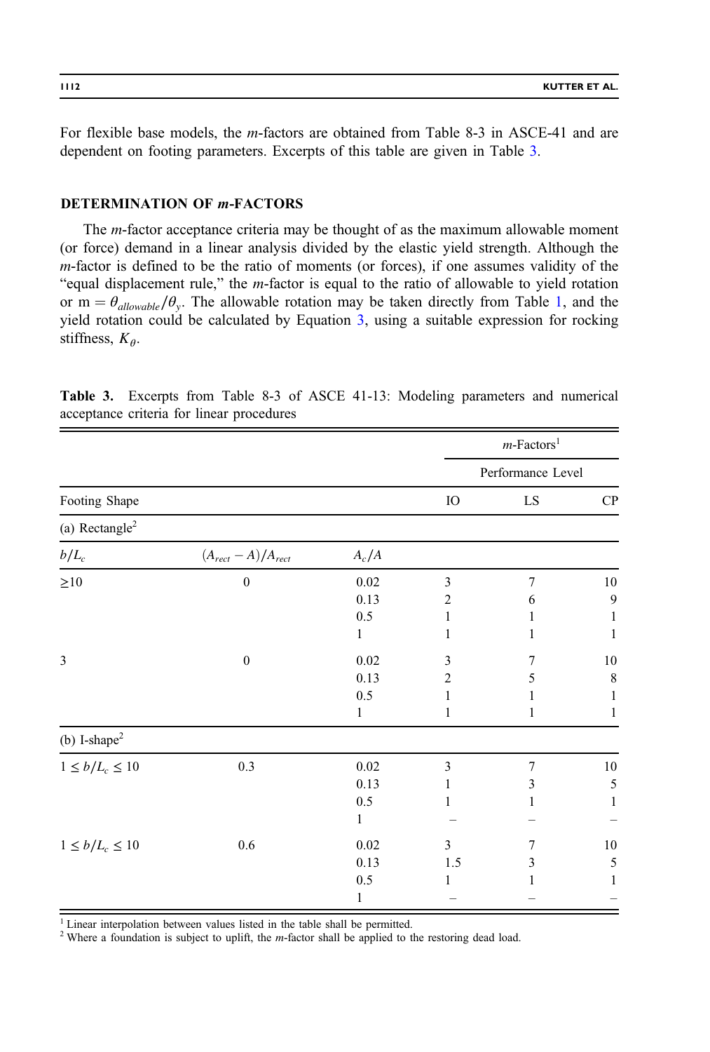For flexible base models, the $m$-factors are obtained from Table 8-3 in ASCE-41 and are dependent on footing parameters. Excerpts of this table are given in Table 3.

## DETERMINATION OF $m$-FACTORS

The $m$-factor acceptance criteria may be thought of as the maximum allowable moment (or force) demand in a linear analysis divided by the elastic yield strength. Although the $m$-factor is defined to be the ratio of moments (or forces), if one assumes validity of the "equal displacement rule," the $m$-factor is equal to the ratio of allowable to yield rotation or $m = \theta_{allowable}/\theta_y$. The allowable rotation may be taken directly from Table 1, and the yield rotation could be calculated by Equation 3, using a suitable expression for rocking stiffness, $K_\theta$.

**Table 3.** Excerpts from Table 8-3 of ASCE 41-13: Modeling parameters and numerical acceptance criteria for linear procedures

| | | | $m$-Factors[1] | | |
|---|---|---|---|---|---|
| | | | Performance Level | | |
| Footing Shape | | | IO | LS | CP |
| (a) Rectangle[2] | | | | | |
| $b/L_c$ | $(A_{rect}-A)/A_{rect}$ | $A_c/A$ | | | |
| ≥10 | 0 | 0.02 | 3 | 7 | 10 |
| | | 0.13 | 2 | 6 | 9 |
| | | 0.5 | 1 | 1 | 1 |
| | | 1 | 1 | 1 | 1 |
| 3 | 0 | 0.02 | 3 | 7 | 10 |
| | | 0.13 | 2 | 5 | 8 |
| | | 0.5 | 1 | 1 | 1 |
| | | 1 | 1 | 1 | 1 |
| (b) I-shape[2] | | | | | |
| $1 \le b/L_c \le 10$ | 0.3 | 0.02 | 3 | 7 | 10 |
| | | 0.13 | 1 | 3 | 5 |
| | | 0.5 | 1 | 1 | 1 |
| | | 1 | – | – | – |
| $1 \le b/L_c \le 10$ | 0.6 | 0.02 | 3 | 7 | 10 |
| | | 0.13 | 1.5 | 3 | 5 |
| | | 0.5 | 1 | 1 | 1 |
| | | 1 | – | – | – |

[1] Linear interpolation between values listed in the table shall be permitted.
[2] Where a foundation is subject to uplift, the $m$-factor shall be applied to the restoring dead load.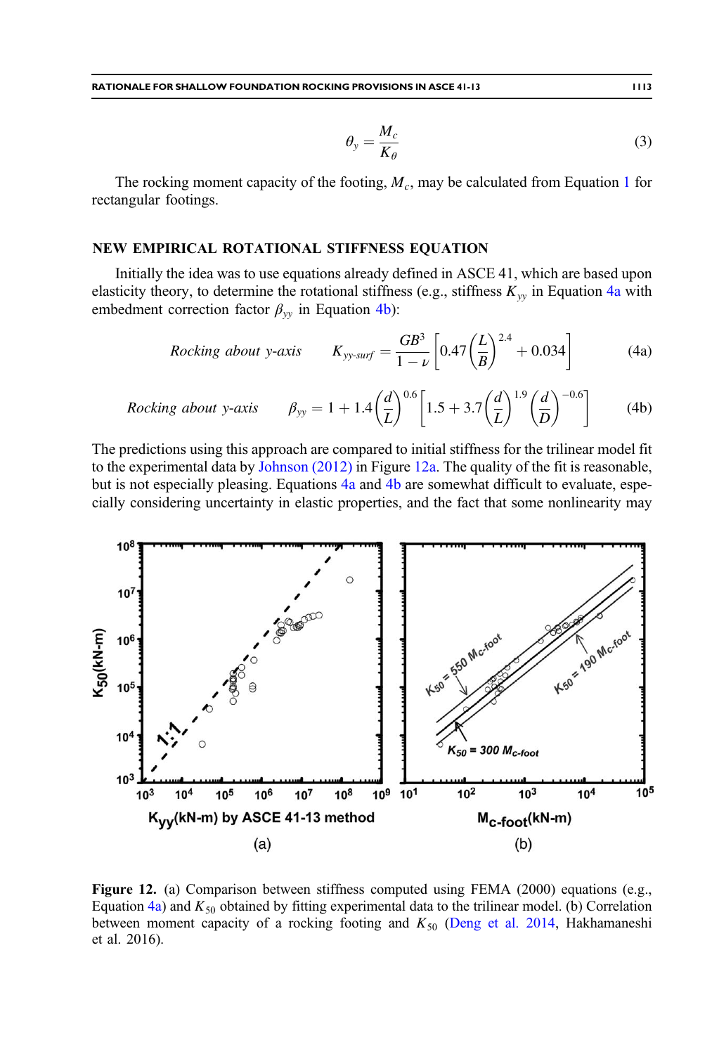$$\theta_y = \frac{M_c}{K_\theta} \tag{3}$$

The rocking moment capacity of the footing, $M_c$, may be calculated from Equation 1 for rectangular footings.

## NEW EMPIRICAL ROTATIONAL STIFFNESS EQUATION

Initially the idea was to use equations already defined in ASCE 41, which are based upon elasticity theory, to determine the rotational stiffness (e.g., stiffness $K_{yy}$ in Equation 4a with embedment correction factor $\beta_{yy}$ in Equation 4b):

$$\textit{Rocking about y-axis} \qquad K_{yy\text{-}surf} = \frac{GB^3}{1-\nu}\left[0.47\left(\frac{L}{B}\right)^{2.4} + 0.034\right] \tag{4a}$$

$$\textit{Rocking about y-axis} \qquad \beta_{yy} = 1 + 1.4\left(\frac{d}{L}\right)^{0.6}\left[1.5 + 3.7\left(\frac{d}{L}\right)^{1.9}\left(\frac{d}{D}\right)^{-0.6}\right] \tag{4b}$$

The predictions using this approach are compared to initial stiffness for the trilinear model fit to the experimental data by Johnson (2012) in Figure 12a. The quality of the fit is reasonable, but is not especially pleasing. Equations 4a and 4b are somewhat difficult to evaluate, especially considering uncertainty in elastic properties, and the fact that some nonlinearity may

**Figure 12.** (a) Comparison between stiffness computed using FEMA (2000) equations (e.g., Equation 4a) and $K_{50}$ obtained by fitting experimental data to the trilinear model. (b) Correlation between moment capacity of a rocking footing and $K_{50}$ (Deng et al. 2014, Hakhamaneshi et al. 2016).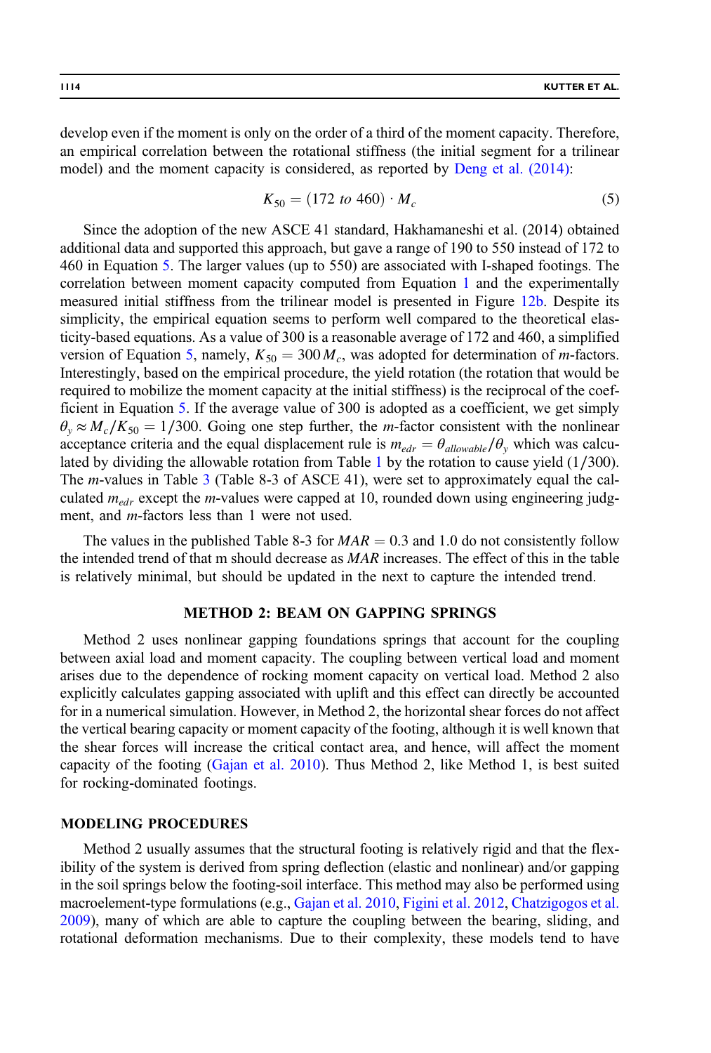develop even if the moment is only on the order of a third of the moment capacity. Therefore, an empirical correlation between the rotational stiffness (the initial segment for a trilinear model) and the moment capacity is considered, as reported by Deng et al. (2014):

$$K_{50} = (172\ to\ 460) \cdot M_c \tag{5}$$

Since the adoption of the new ASCE 41 standard, Hakhamaneshi et al. (2014) obtained additional data and supported this approach, but gave a range of 190 to 550 instead of 172 to 460 in Equation 5. The larger values (up to 550) are associated with I-shaped footings. The correlation between moment capacity computed from Equation 1 and the experimentally measured initial stiffness from the trilinear model is presented in Figure 12b. Despite its simplicity, the empirical equation seems to perform well compared to the theoretical elasticity-based equations. As a value of 300 is a reasonable average of 172 and 460, a simplified version of Equation 5, namely, $K_{50} = 300\, M_c$, was adopted for determination of $m$-factors. Interestingly, based on the empirical procedure, the yield rotation (the rotation that would be required to mobilize the moment capacity at the initial stiffness) is the reciprocal of the coefficient in Equation 5. If the average value of 300 is adopted as a coefficient, we get simply $\theta_y \approx M_c/K_{50} = 1/300$. Going one step further, the $m$-factor consistent with the nonlinear acceptance criteria and the equal displacement rule is $m_{edr} = \theta_{allowable}/\theta_y$ which was calculated by dividing the allowable rotation from Table 1 by the rotation to cause yield (1/300). The $m$-values in Table 3 (Table 8-3 of ASCE 41), were set to approximately equal the calculated $m_{edr}$ except the $m$-values were capped at 10, rounded down using engineering judgment, and $m$-factors less than 1 were not used.

The values in the published Table 8-3 for $MAR = 0.3$ and 1.0 do not consistently follow the intended trend of that m should decrease as $MAR$ increases. The effect of this in the table is relatively minimal, but should be updated in the next to capture the intended trend.

## METHOD 2: BEAM ON GAPPING SPRINGS

Method 2 uses nonlinear gapping foundations springs that account for the coupling between axial load and moment capacity. The coupling between vertical load and moment arises due to the dependence of rocking moment capacity on vertical load. Method 2 also explicitly calculates gapping associated with uplift and this effect can directly be accounted for in a numerical simulation. However, in Method 2, the horizontal shear forces do not affect the vertical bearing capacity or moment capacity of the footing, although it is well known that the shear forces will increase the critical contact area, and hence, will affect the moment capacity of the footing (Gajan et al. 2010). Thus Method 2, like Method 1, is best suited for rocking-dominated footings.

### MODELING PROCEDURES

Method 2 usually assumes that the structural footing is relatively rigid and that the flexibility of the system is derived from spring deflection (elastic and nonlinear) and/or gapping in the soil springs below the footing-soil interface. This method may also be performed using macroelement-type formulations (e.g., Gajan et al. 2010, Figini et al. 2012, Chatzigogos et al. 2009), many of which are able to capture the coupling between the bearing, sliding, and rotational deformation mechanisms. Due to their complexity, these models tend to have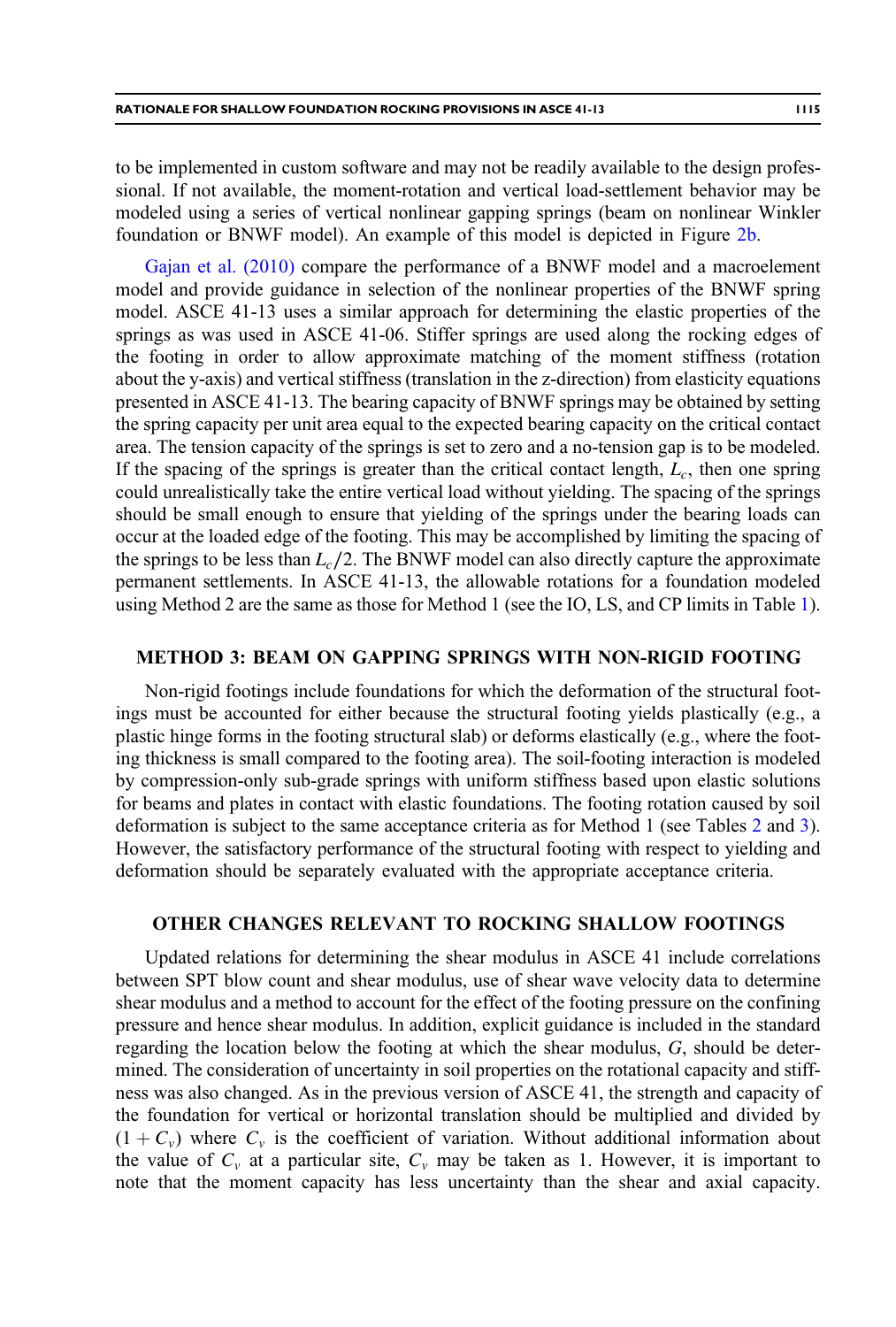to be implemented in custom software and may not be readily available to the design professional. If not available, the moment-rotation and vertical load-settlement behavior may be modeled using a series of vertical nonlinear gapping springs (beam on nonlinear Winkler foundation or BNWF model). An example of this model is depicted in Figure 2b.

Gajan et al. (2010) compare the performance of a BNWF model and a macroelement model and provide guidance in selection of the nonlinear properties of the BNWF spring model. ASCE 41-13 uses a similar approach for determining the elastic properties of the springs as was used in ASCE 41-06. Stiffer springs are used along the rocking edges of the footing in order to allow approximate matching of the moment stiffness (rotation about the y-axis) and vertical stiffness (translation in the z-direction) from elasticity equations presented in ASCE 41-13. The bearing capacity of BNWF springs may be obtained by setting the spring capacity per unit area equal to the expected bearing capacity on the critical contact area. The tension capacity of the springs is set to zero and a no-tension gap is to be modeled. If the spacing of the springs is greater than the critical contact length, $L_c$, then one spring could unrealistically take the entire vertical load without yielding. The spacing of the springs should be small enough to ensure that yielding of the springs under the bearing loads can occur at the loaded edge of the footing. This may be accomplished by limiting the spacing of the springs to be less than $L_c/2$. The BNWF model can also directly capture the approximate permanent settlements. In ASCE 41-13, the allowable rotations for a foundation modeled using Method 2 are the same as those for Method 1 (see the IO, LS, and CP limits in Table 1).

## METHOD 3: BEAM ON GAPPING SPRINGS WITH NON-RIGID FOOTING

Non-rigid footings include foundations for which the deformation of the structural footings must be accounted for either because the structural footing yields plastically (e.g., a plastic hinge forms in the footing structural slab) or deforms elastically (e.g., where the footing thickness is small compared to the footing area). The soil-footing interaction is modeled by compression-only sub-grade springs with uniform stiffness based upon elastic solutions for beams and plates in contact with elastic foundations. The footing rotation caused by soil deformation is subject to the same acceptance criteria as for Method 1 (see Tables 2 and 3). However, the satisfactory performance of the structural footing with respect to yielding and deformation should be separately evaluated with the appropriate acceptance criteria.

## OTHER CHANGES RELEVANT TO ROCKING SHALLOW FOOTINGS

Updated relations for determining the shear modulus in ASCE 41 include correlations between SPT blow count and shear modulus, use of shear wave velocity data to determine shear modulus and a method to account for the effect of the footing pressure on the confining pressure and hence shear modulus. In addition, explicit guidance is included in the standard regarding the location below the footing at which the shear modulus, $G$, should be determined. The consideration of uncertainty in soil properties on the rotational capacity and stiffness was also changed. As in the previous version of ASCE 41, the strength and capacity of the foundation for vertical or horizontal translation should be multiplied and divided by $(1 + C_v)$ where $C_v$ is the coefficient of variation. Without additional information about the value of $C_v$ at a particular site, $C_v$ may be taken as 1. However, it is important to note that the moment capacity has less uncertainty than the shear and axial capacity.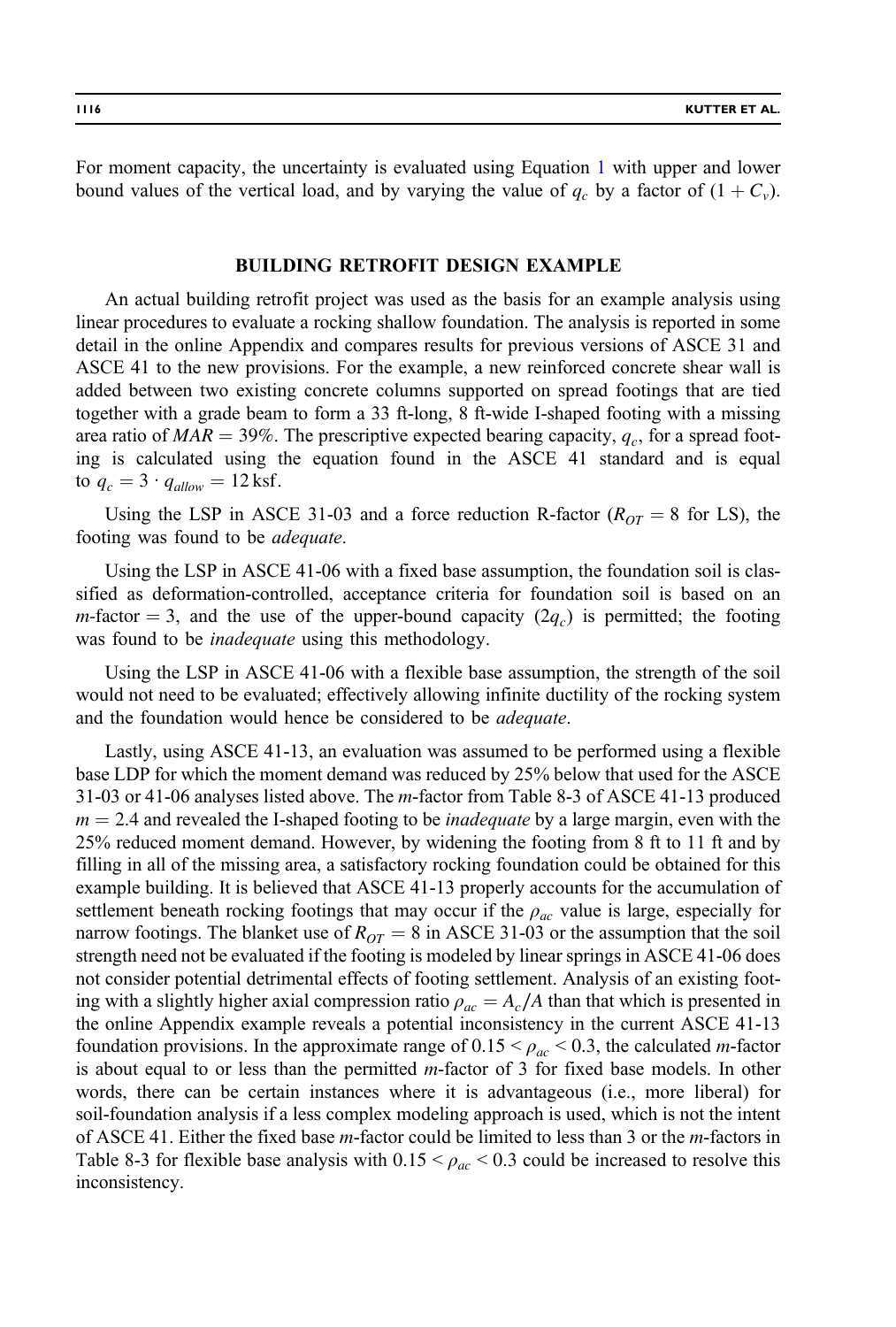For moment capacity, the uncertainty is evaluated using Equation 1 with upper and lower bound values of the vertical load, and by varying the value of $q_c$ by a factor of $(1 + C_v)$.

## BUILDING RETROFIT DESIGN EXAMPLE

An actual building retrofit project was used as the basis for an example analysis using linear procedures to evaluate a rocking shallow foundation. The analysis is reported in some detail in the online Appendix and compares results for previous versions of ASCE 31 and ASCE 41 to the new provisions. For the example, a new reinforced concrete shear wall is added between two existing concrete columns supported on spread footings that are tied together with a grade beam to form a 33 ft-long, 8 ft-wide I-shaped footing with a missing area ratio of $MAR = 39\%$. The prescriptive expected bearing capacity, $q_c$, for a spread footing is calculated using the equation found in the ASCE 41 standard and is equal to $q_c = 3 \cdot q_{allow} = 12\,\text{ksf}$.

Using the LSP in ASCE 31-03 and a force reduction R-factor ($R_{OT} = 8$ for LS), the footing was found to be *adequate*.

Using the LSP in ASCE 41-06 with a fixed base assumption, the foundation soil is classified as deformation-controlled, acceptance criteria for foundation soil is based on an $m$-factor $= 3$, and the use of the upper-bound capacity ($2q_c$) is permitted; the footing was found to be *inadequate* using this methodology.

Using the LSP in ASCE 41-06 with a flexible base assumption, the strength of the soil would not need to be evaluated; effectively allowing infinite ductility of the rocking system and the foundation would hence be considered to be *adequate*.

Lastly, using ASCE 41-13, an evaluation was assumed to be performed using a flexible base LDP for which the moment demand was reduced by 25% below that used for the ASCE 31-03 or 41-06 analyses listed above. The $m$-factor from Table 8-3 of ASCE 41-13 produced $m = 2.4$ and revealed the I-shaped footing to be *inadequate* by a large margin, even with the 25% reduced moment demand. However, by widening the footing from 8 ft to 11 ft and by filling in all of the missing area, a satisfactory rocking foundation could be obtained for this example building. It is believed that ASCE 41-13 properly accounts for the accumulation of settlement beneath rocking footings that may occur if the $\rho_{ac}$ value is large, especially for narrow footings. The blanket use of $R_{OT} = 8$ in ASCE 31-03 or the assumption that the soil strength need not be evaluated if the footing is modeled by linear springs in ASCE 41-06 does not consider potential detrimental effects of footing settlement. Analysis of an existing footing with a slightly higher axial compression ratio $\rho_{ac} = A_c/A$ than that which is presented in the online Appendix example reveals a potential inconsistency in the current ASCE 41-13 foundation provisions. In the approximate range of $0.15 < \rho_{ac} < 0.3$, the calculated $m$-factor is about equal to or less than the permitted $m$-factor of 3 for fixed base models. In other words, there can be certain instances where it is advantageous (i.e., more liberal) for soil-foundation analysis if a less complex modeling approach is used, which is not the intent of ASCE 41. Either the fixed base $m$-factor could be limited to less than 3 or the $m$-factors in Table 8-3 for flexible base analysis with $0.15 < \rho_{ac} < 0.3$ could be increased to resolve this inconsistency.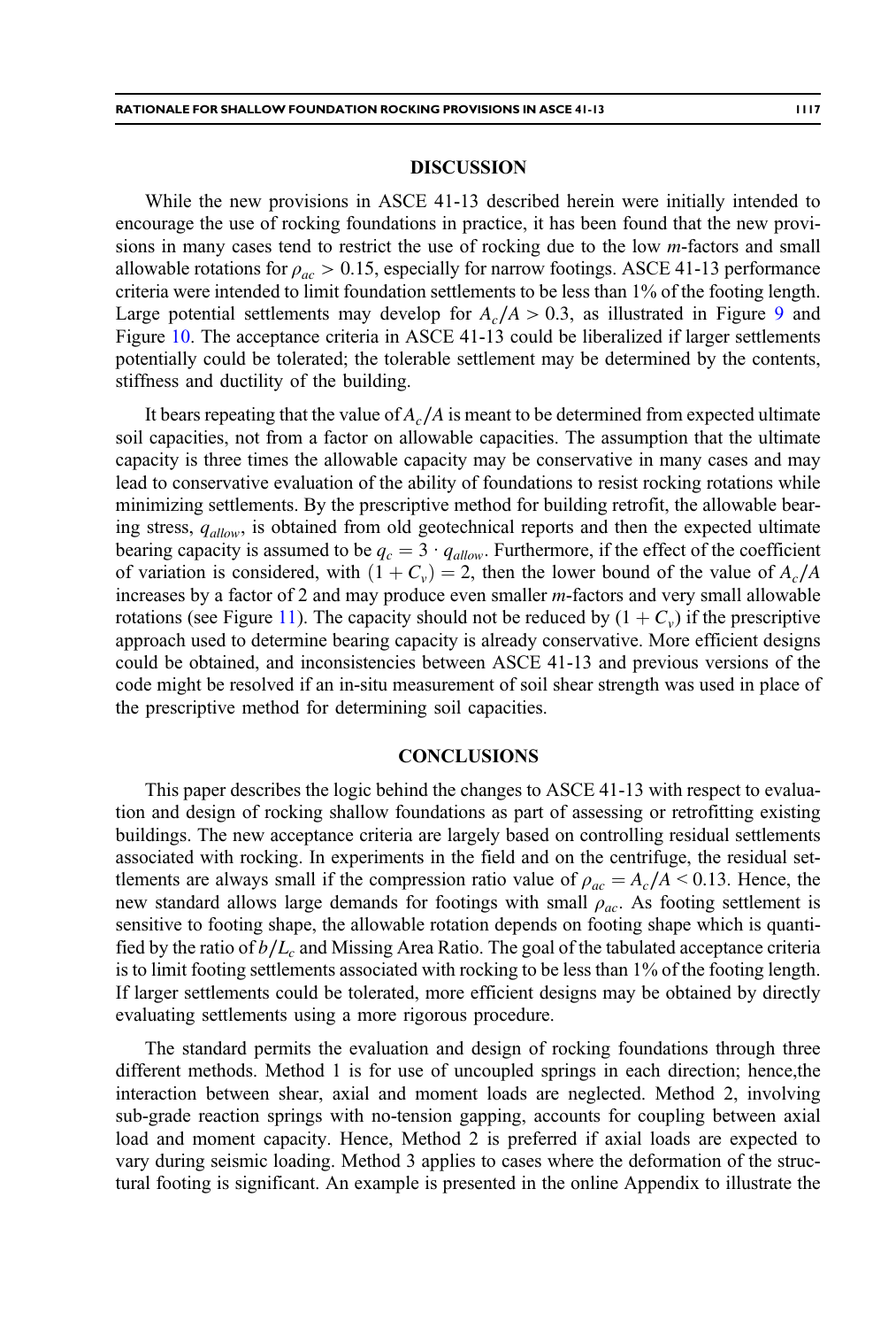## DISCUSSION

While the new provisions in ASCE 41-13 described herein were initially intended to encourage the use of rocking foundations in practice, it has been found that the new provisions in many cases tend to restrict the use of rocking due to the low *m*-factors and small allowable rotations for $\rho_{ac} > 0.15$, especially for narrow footings. ASCE 41-13 performance criteria were intended to limit foundation settlements to be less than 1% of the footing length. Large potential settlements may develop for $A_c/A > 0.3$, as illustrated in Figure 9 and Figure 10. The acceptance criteria in ASCE 41-13 could be liberalized if larger settlements potentially could be tolerated; the tolerable settlement may be determined by the contents, stiffness and ductility of the building.

It bears repeating that the value of $A_c/A$ is meant to be determined from expected ultimate soil capacities, not from a factor on allowable capacities. The assumption that the ultimate capacity is three times the allowable capacity may be conservative in many cases and may lead to conservative evaluation of the ability of foundations to resist rocking rotations while minimizing settlements. By the prescriptive method for building retrofit, the allowable bearing stress, $q_{allow}$, is obtained from old geotechnical reports and then the expected ultimate bearing capacity is assumed to be $q_c = 3 \cdot q_{allow}$. Furthermore, if the effect of the coefficient of variation is considered, with $(1 + C_v) = 2$, then the lower bound of the value of $A_c/A$ increases by a factor of 2 and may produce even smaller *m*-factors and very small allowable rotations (see Figure 11). The capacity should not be reduced by $(1 + C_v)$ if the prescriptive approach used to determine bearing capacity is already conservative. More efficient designs could be obtained, and inconsistencies between ASCE 41-13 and previous versions of the code might be resolved if an in-situ measurement of soil shear strength was used in place of the prescriptive method for determining soil capacities.

## CONCLUSIONS

This paper describes the logic behind the changes to ASCE 41-13 with respect to evaluation and design of rocking shallow foundations as part of assessing or retrofitting existing buildings. The new acceptance criteria are largely based on controlling residual settlements associated with rocking. In experiments in the field and on the centrifuge, the residual settlements are always small if the compression ratio value of $\rho_{ac} = A_c/A < 0.13$. Hence, the new standard allows large demands for footings with small $\rho_{ac}$. As footing settlement is sensitive to footing shape, the allowable rotation depends on footing shape which is quantified by the ratio of $b/L_c$ and Missing Area Ratio. The goal of the tabulated acceptance criteria is to limit footing settlements associated with rocking to be less than 1% of the footing length. If larger settlements could be tolerated, more efficient designs may be obtained by directly evaluating settlements using a more rigorous procedure.

The standard permits the evaluation and design of rocking foundations through three different methods. Method 1 is for use of uncoupled springs in each direction; hence,the interaction between shear, axial and moment loads are neglected. Method 2, involving sub-grade reaction springs with no-tension gapping, accounts for coupling between axial load and moment capacity. Hence, Method 2 is preferred if axial loads are expected to vary during seismic loading. Method 3 applies to cases where the deformation of the structural footing is significant. An example is presented in the online Appendix to illustrate the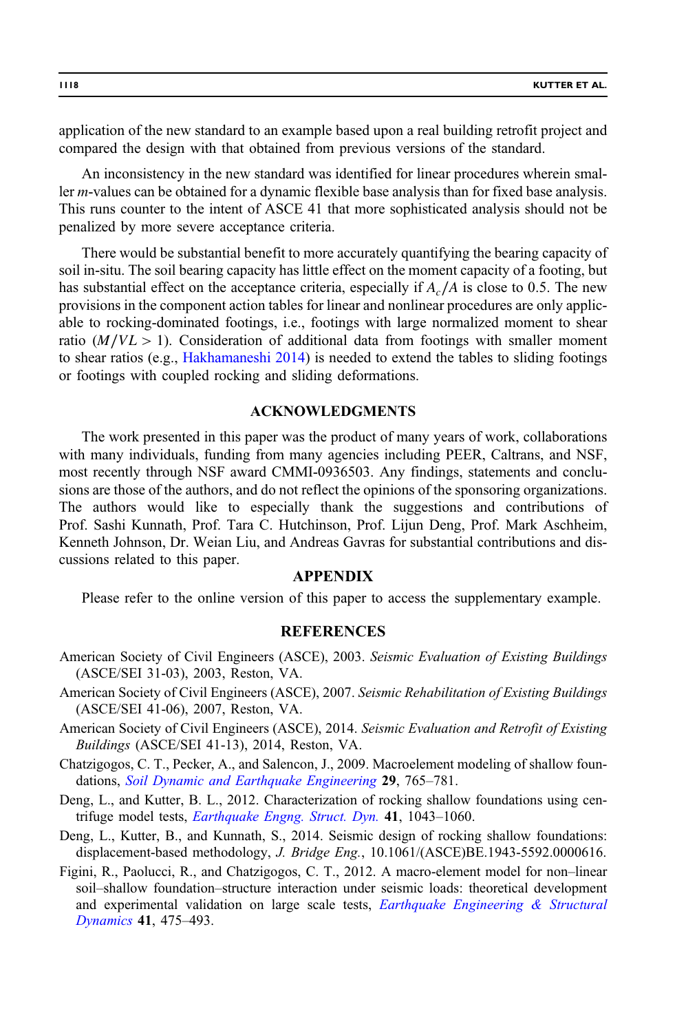application of the new standard to an example based upon a real building retrofit project and compared the design with that obtained from previous versions of the standard.

An inconsistency in the new standard was identified for linear procedures wherein smaller $m$-values can be obtained for a dynamic flexible base analysis than for fixed base analysis. This runs counter to the intent of ASCE 41 that more sophisticated analysis should not be penalized by more severe acceptance criteria.

There would be substantial benefit to more accurately quantifying the bearing capacity of soil in-situ. The soil bearing capacity has little effect on the moment capacity of a footing, but has substantial effect on the acceptance criteria, especially if $A_c/A$ is close to 0.5. The new provisions in the component action tables for linear and nonlinear procedures are only applicable to rocking-dominated footings, i.e., footings with large normalized moment to shear ratio ($M/VL > 1$). Consideration of additional data from footings with smaller moment to shear ratios (e.g., Hakhamaneshi 2014) is needed to extend the tables to sliding footings or footings with coupled rocking and sliding deformations.

## ACKNOWLEDGMENTS

The work presented in this paper was the product of many years of work, collaborations with many individuals, funding from many agencies including PEER, Caltrans, and NSF, most recently through NSF award CMMI-0936503. Any findings, statements and conclusions are those of the authors, and do not reflect the opinions of the sponsoring organizations. The authors would like to especially thank the suggestions and contributions of Prof. Sashi Kunnath, Prof. Tara C. Hutchinson, Prof. Lijun Deng, Prof. Mark Aschheim, Kenneth Johnson, Dr. Weian Liu, and Andreas Gavras for substantial contributions and discussions related to this paper.

## APPENDIX

Please refer to the online version of this paper to access the supplementary example.

## REFERENCES

American Society of Civil Engineers (ASCE), 2003. *Seismic Evaluation of Existing Buildings* (ASCE/SEI 31-03), 2003, Reston, VA.

American Society of Civil Engineers (ASCE), 2007. *Seismic Rehabilitation of Existing Buildings* (ASCE/SEI 41-06), 2007, Reston, VA.

American Society of Civil Engineers (ASCE), 2014. *Seismic Evaluation and Retrofit of Existing Buildings* (ASCE/SEI 41-13), 2014, Reston, VA.

Chatzigogos, C. T., Pecker, A., and Salencon, J., 2009. Macroelement modeling of shallow foundations, *Soil Dynamic and Earthquake Engineering* **29**, 765–781.

Deng, L., and Kutter, B. L., 2012. Characterization of rocking shallow foundations using centrifuge model tests, *Earthquake Engng. Struct. Dyn.* **41**, 1043–1060.

Deng, L., Kutter, B., and Kunnath, S., 2014. Seismic design of rocking shallow foundations: displacement-based methodology, *J. Bridge Eng.*, 10.1061/(ASCE)BE.1943-5592.0000616.

Figini, R., Paolucci, R., and Chatzigogos, C. T., 2012. A macro-element model for non–linear soil–shallow foundation–structure interaction under seismic loads: theoretical development and experimental validation on large scale tests, *Earthquake Engineering & Structural Dynamics* **41**, 475–493.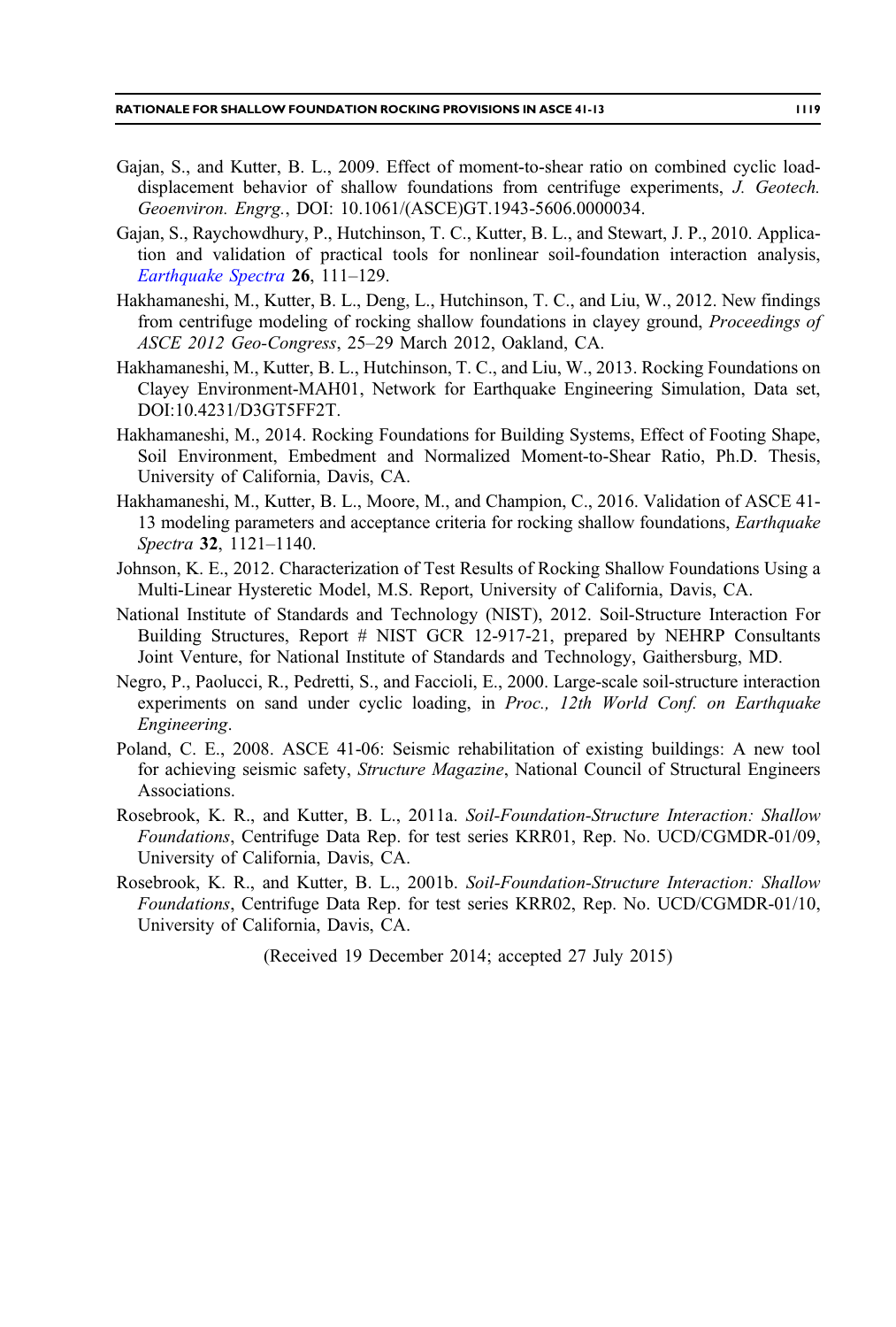Gajan, S., and Kutter, B. L., 2009. Effect of moment-to-shear ratio on combined cyclic load-displacement behavior of shallow foundations from centrifuge experiments, *J. Geotech. Geoenviron. Engrg.*, DOI: 10.1061/(ASCE)GT.1943-5606.0000034.

Gajan, S., Raychowdhury, P., Hutchinson, T. C., Kutter, B. L., and Stewart, J. P., 2010. Application and validation of practical tools for nonlinear soil-foundation interaction analysis, *Earthquake Spectra* **26**, 111–129.

Hakhamaneshi, M., Kutter, B. L., Deng, L., Hutchinson, T. C., and Liu, W., 2012. New findings from centrifuge modeling of rocking shallow foundations in clayey ground, *Proceedings of ASCE 2012 Geo-Congress*, 25–29 March 2012, Oakland, CA.

Hakhamaneshi, M., Kutter, B. L., Hutchinson, T. C., and Liu, W., 2013. Rocking Foundations on Clayey Environment-MAH01, Network for Earthquake Engineering Simulation, Data set, DOI:10.4231/D3GT5FF2T.

Hakhamaneshi, M., 2014. Rocking Foundations for Building Systems, Effect of Footing Shape, Soil Environment, Embedment and Normalized Moment-to-Shear Ratio, Ph.D. Thesis, University of California, Davis, CA.

Hakhamaneshi, M., Kutter, B. L., Moore, M., and Champion, C., 2016. Validation of ASCE 41-13 modeling parameters and acceptance criteria for rocking shallow foundations, *Earthquake Spectra* **32**, 1121–1140.

Johnson, K. E., 2012. Characterization of Test Results of Rocking Shallow Foundations Using a Multi-Linear Hysteretic Model, M.S. Report, University of California, Davis, CA.

National Institute of Standards and Technology (NIST), 2012. Soil-Structure Interaction For Building Structures, Report # NIST GCR 12-917-21, prepared by NEHRP Consultants Joint Venture, for National Institute of Standards and Technology, Gaithersburg, MD.

Negro, P., Paolucci, R., Pedretti, S., and Faccioli, E., 2000. Large-scale soil-structure interaction experiments on sand under cyclic loading, in *Proc., 12th World Conf. on Earthquake Engineering*.

Poland, C. E., 2008. ASCE 41-06: Seismic rehabilitation of existing buildings: A new tool for achieving seismic safety, *Structure Magazine*, National Council of Structural Engineers Associations.

Rosebrook, K. R., and Kutter, B. L., 2011a. *Soil-Foundation-Structure Interaction: Shallow Foundations*, Centrifuge Data Rep. for test series KRR01, Rep. No. UCD/CGMDR-01/09, University of California, Davis, CA.

Rosebrook, K. R., and Kutter, B. L., 2001b. *Soil-Foundation-Structure Interaction: Shallow Foundations*, Centrifuge Data Rep. for test series KRR02, Rep. No. UCD/CGMDR-01/10, University of California, Davis, CA.

(Received 19 December 2014; accepted 27 July 2015)